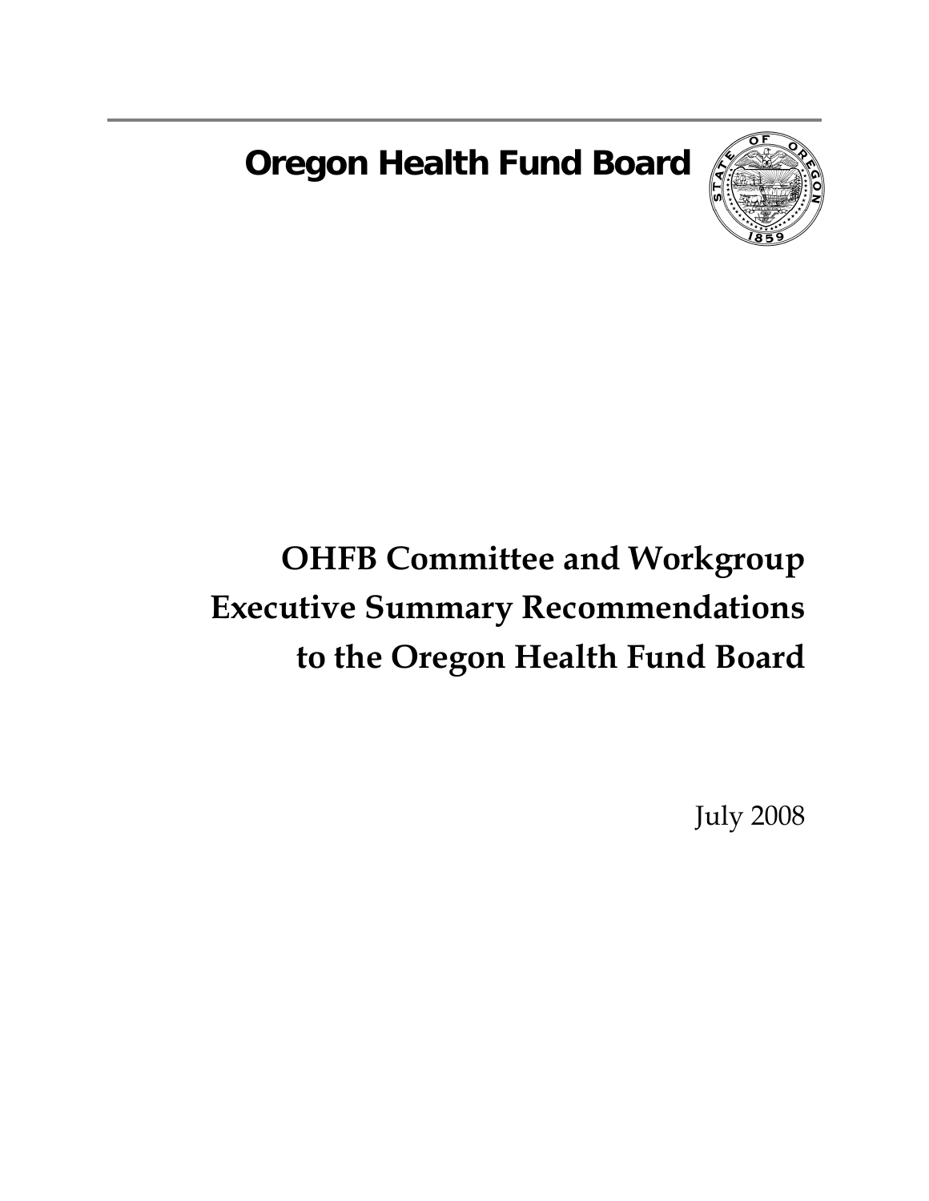# Oregon Health Fund Board

# OHFB Committee and Workgroup Executive Summary Recommendations to the Oregon Health Fund Board

July 2008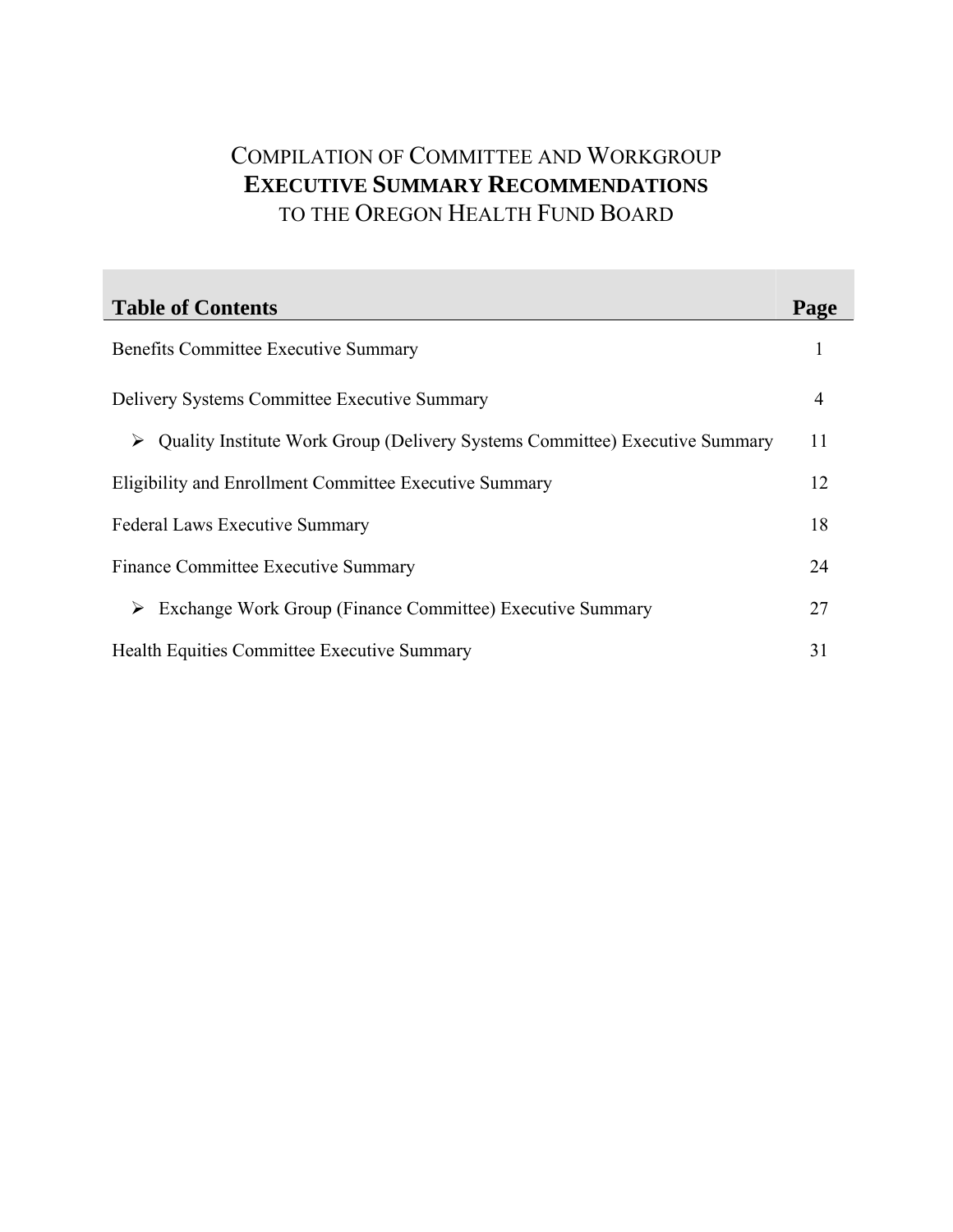# COMPILATION OF COMMITTEE AND WORKGROUP **EXECUTIVE SUMMARY RECOMMENDATIONS** TO THE OREGON HEALTH FUND BOARD

| **Table of Contents** | **Page** |
|---|---|
| Benefits Committee Executive Summary | 1 |
| Delivery Systems Committee Executive Summary | 4 |
| ➢ Quality Institute Work Group (Delivery Systems Committee) Executive Summary | 11 |
| Eligibility and Enrollment Committee Executive Summary | 12 |
| Federal Laws Executive Summary | 18 |
| Finance Committee Executive Summary | 24 |
| ➢ Exchange Work Group (Finance Committee) Executive Summary | 27 |
| Health Equities Committee Executive Summary | 31 |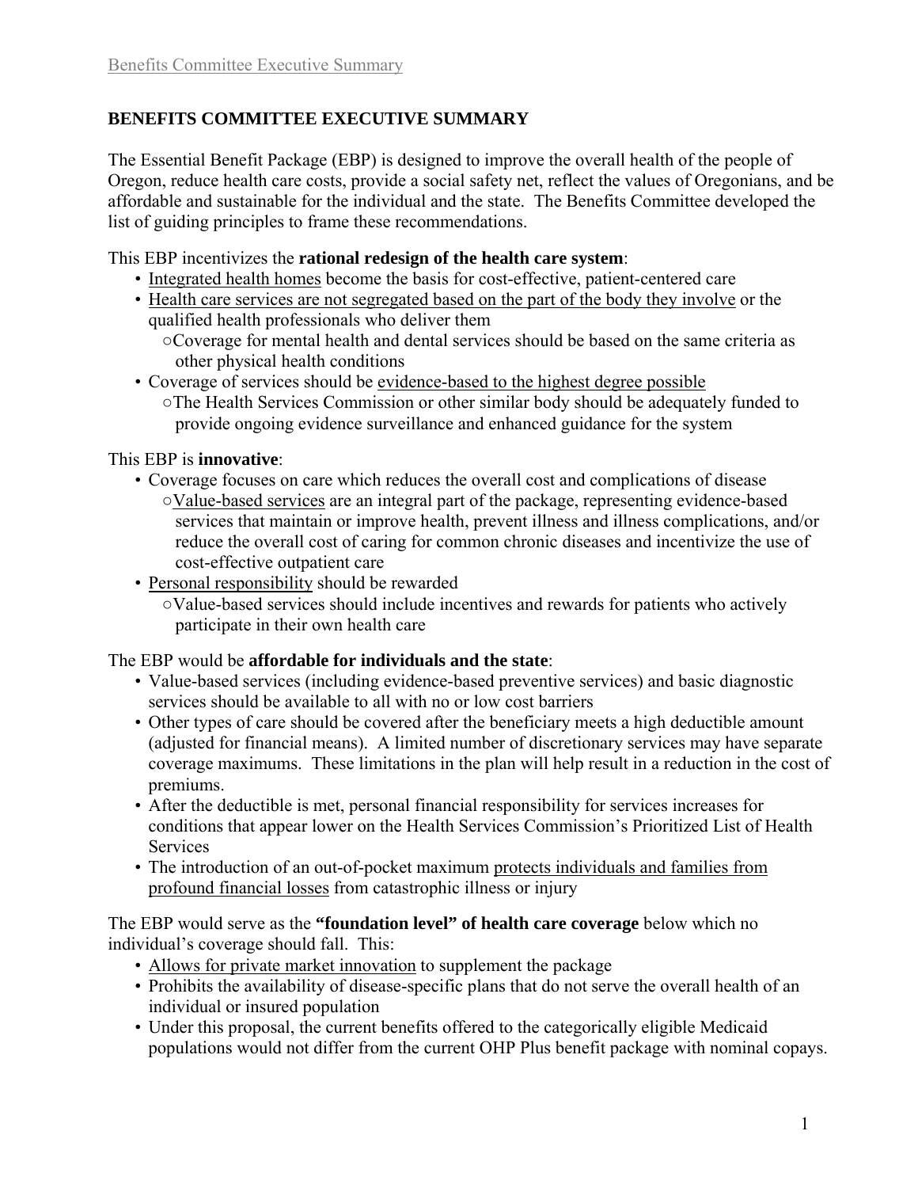## BENEFITS COMMITTEE EXECUTIVE SUMMARY

The Essential Benefit Package (EBP) is designed to improve the overall health of the people of Oregon, reduce health care costs, provide a social safety net, reflect the values of Oregonians, and be affordable and sustainable for the individual and the state. The Benefits Committee developed the list of guiding principles to frame these recommendations.

This EBP incentivizes the **rational redesign of the health care system**:

- Integrated health homes become the basis for cost-effective, patient-centered care
- Health care services are not segregated based on the part of the body they involve or the qualified health professionals who deliver them
  - Coverage for mental health and dental services should be based on the same criteria as other physical health conditions
- Coverage of services should be evidence-based to the highest degree possible
  - The Health Services Commission or other similar body should be adequately funded to provide ongoing evidence surveillance and enhanced guidance for the system

This EBP is **innovative**:

- Coverage focuses on care which reduces the overall cost and complications of disease
  - Value-based services are an integral part of the package, representing evidence-based services that maintain or improve health, prevent illness and illness complications, and/or reduce the overall cost of caring for common chronic diseases and incentivize the use of cost-effective outpatient care
- Personal responsibility should be rewarded
  - Value-based services should include incentives and rewards for patients who actively participate in their own health care

The EBP would be **affordable for individuals and the state**:

- Value-based services (including evidence-based preventive services) and basic diagnostic services should be available to all with no or low cost barriers
- Other types of care should be covered after the beneficiary meets a high deductible amount (adjusted for financial means). A limited number of discretionary services may have separate coverage maximums. These limitations in the plan will help result in a reduction in the cost of premiums.
- After the deductible is met, personal financial responsibility for services increases for conditions that appear lower on the Health Services Commission's Prioritized List of Health Services
- The introduction of an out-of-pocket maximum protects individuals and families from profound financial losses from catastrophic illness or injury

The EBP would serve as the **"foundation level" of health care coverage** below which no individual's coverage should fall. This:

- Allows for private market innovation to supplement the package
- Prohibits the availability of disease-specific plans that do not serve the overall health of an individual or insured population
- Under this proposal, the current benefits offered to the categorically eligible Medicaid populations would not differ from the current OHP Plus benefit package with nominal copays.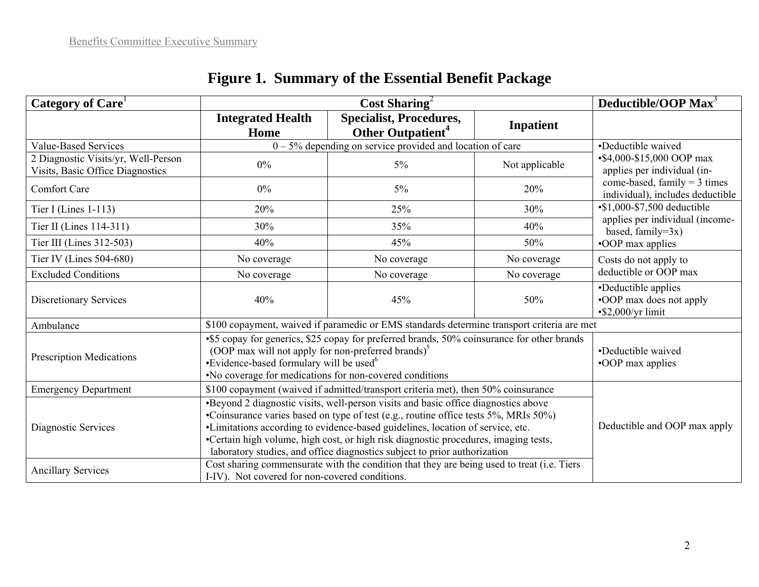# Figure 1. Summary of the Essential Benefit Package

| Category of Care[1] | Cost Sharing[2] | | | Deductible/OOP Max[3] |
|---|---|---|---|---|
| | Integrated Health Home | Specialist, Procedures, Other Outpatient[4] | Inpatient | |
| Value-Based Services | 0 – 5% depending on service provided and location of care | | | •Deductible waived •$4,000-$15,000 OOP max applies per individual (income-based, family = 3 times individual), includes deductible |
| 2 Diagnostic Visits/yr, Well-Person Visits, Basic Office Diagnostics | 0% | 5% | Not applicable | |
| Comfort Care | 0% | 5% | 20% | |
| Tier I (Lines 1-113) | 20% | 25% | 30% | •$1,000-$7,500 deductible applies per individual (income-based, family=3x) •OOP max applies |
| Tier II (Lines 114-311) | 30% | 35% | 40% | |
| Tier III (Lines 312-503) | 40% | 45% | 50% | |
| Tier IV (Lines 504-680) | No coverage | No coverage | No coverage | Costs do not apply to deductible or OOP max |
| Excluded Conditions | No coverage | No coverage | No coverage | |
| Discretionary Services | 40% | 45% | 50% | •Deductible applies •OOP max does not apply •$2,000/yr limit |
| Ambulance | $100 copayment, waived if paramedic or EMS standards determine transport criteria are met | | | |
| Prescription Medications | •$5 copay for generics, $25 copay for preferred brands, 50% coinsurance for other brands (OOP max will not apply for non-preferred brands)[5] •Evidence-based formulary will be used[6] •No coverage for medications for non-covered conditions | | | •Deductible waived •OOP max applies |
| Emergency Department | $100 copayment (waived if admitted/transport criteria met), then 50% coinsurance | | | Deductible and OOP max apply |
| Diagnostic Services | •Beyond 2 diagnostic visits, well-person visits and basic office diagnostics above •Coinsurance varies based on type of test (e.g., routine office tests 5%, MRIs 50%) •Limitations according to evidence-based guidelines, location of service, etc. •Certain high volume, high cost, or high risk diagnostic procedures, imaging tests, laboratory studies, and office diagnostics subject to prior authorization | | | |
| Ancillary Services | Cost sharing commensurate with the condition that they are being used to treat (i.e. Tiers I-IV). Not covered for non-covered conditions. | | | |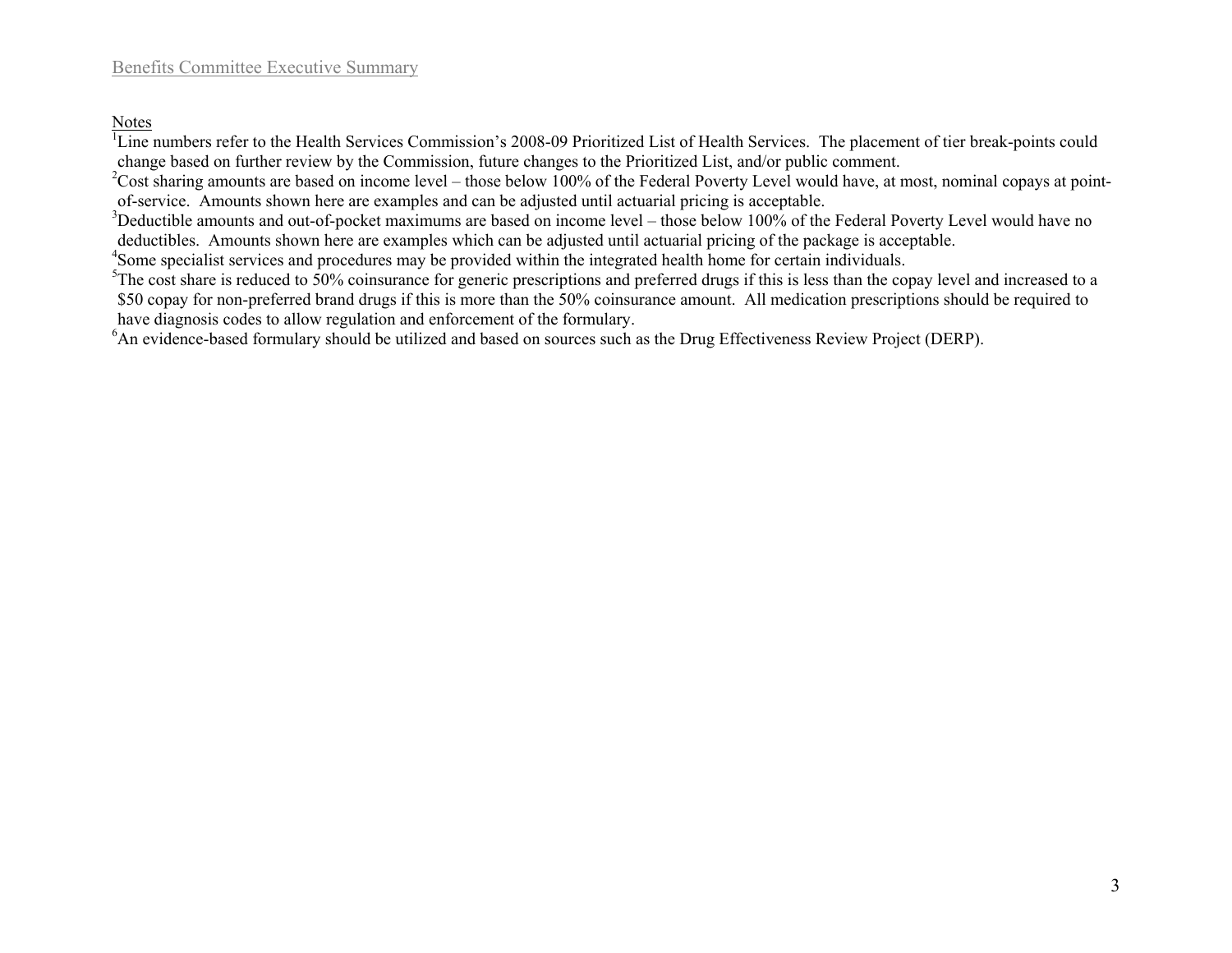Notes

[1]Line numbers refer to the Health Services Commission's 2008-09 Prioritized List of Health Services. The placement of tier break-points could change based on further review by the Commission, future changes to the Prioritized List, and/or public comment.

[2]Cost sharing amounts are based on income level – those below 100% of the Federal Poverty Level would have, at most, nominal copays at point-of-service. Amounts shown here are examples and can be adjusted until actuarial pricing is acceptable.

[3]Deductible amounts and out-of-pocket maximums are based on income level – those below 100% of the Federal Poverty Level would have no deductibles. Amounts shown here are examples which can be adjusted until actuarial pricing of the package is acceptable.

[4]Some specialist services and procedures may be provided within the integrated health home for certain individuals.

[5]The cost share is reduced to 50% coinsurance for generic prescriptions and preferred drugs if this is less than the copay level and increased to a $50 copay for non-preferred brand drugs if this is more than the 50% coinsurance amount. All medication prescriptions should be required to have diagnosis codes to allow regulation and enforcement of the formulary.

[6]An evidence-based formulary should be utilized and based on sources such as the Drug Effectiveness Review Project (DERP).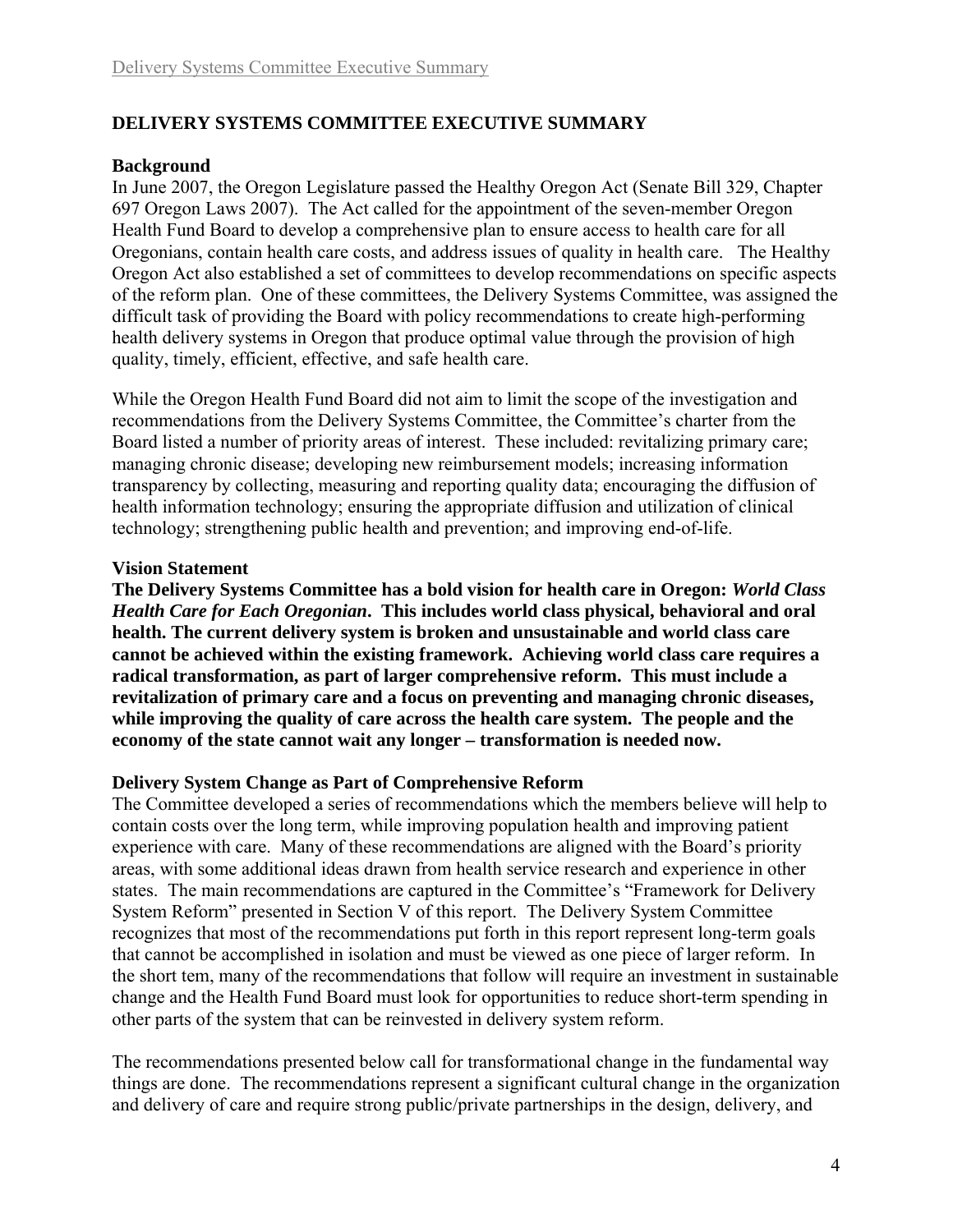## DELIVERY SYSTEMS COMMITTEE EXECUTIVE SUMMARY

### Background

In June 2007, the Oregon Legislature passed the Healthy Oregon Act (Senate Bill 329, Chapter 697 Oregon Laws 2007). The Act called for the appointment of the seven-member Oregon Health Fund Board to develop a comprehensive plan to ensure access to health care for all Oregonians, contain health care costs, and address issues of quality in health care. The Healthy Oregon Act also established a set of committees to develop recommendations on specific aspects of the reform plan. One of these committees, the Delivery Systems Committee, was assigned the difficult task of providing the Board with policy recommendations to create high-performing health delivery systems in Oregon that produce optimal value through the provision of high quality, timely, efficient, effective, and safe health care.

While the Oregon Health Fund Board did not aim to limit the scope of the investigation and recommendations from the Delivery Systems Committee, the Committee's charter from the Board listed a number of priority areas of interest. These included: revitalizing primary care; managing chronic disease; developing new reimbursement models; increasing information transparency by collecting, measuring and reporting quality data; encouraging the diffusion of health information technology; ensuring the appropriate diffusion and utilization of clinical technology; strengthening public health and prevention; and improving end-of-life.

### Vision Statement

**The Delivery Systems Committee has a bold vision for health care in Oregon: *World Class Health Care for Each Oregonian*. This includes world class physical, behavioral and oral health. The current delivery system is broken and unsustainable and world class care cannot be achieved within the existing framework. Achieving world class care requires a radical transformation, as part of larger comprehensive reform. This must include a revitalization of primary care and a focus on preventing and managing chronic diseases, while improving the quality of care across the health care system. The people and the economy of the state cannot wait any longer – transformation is needed now.**

### Delivery System Change as Part of Comprehensive Reform

The Committee developed a series of recommendations which the members believe will help to contain costs over the long term, while improving population health and improving patient experience with care. Many of these recommendations are aligned with the Board's priority areas, with some additional ideas drawn from health service research and experience in other states. The main recommendations are captured in the Committee's "Framework for Delivery System Reform" presented in Section V of this report. The Delivery System Committee recognizes that most of the recommendations put forth in this report represent long-term goals that cannot be accomplished in isolation and must be viewed as one piece of larger reform. In the short tem, many of the recommendations that follow will require an investment in sustainable change and the Health Fund Board must look for opportunities to reduce short-term spending in other parts of the system that can be reinvested in delivery system reform.

The recommendations presented below call for transformational change in the fundamental way things are done. The recommendations represent a significant cultural change in the organization and delivery of care and require strong public/private partnerships in the design, delivery, and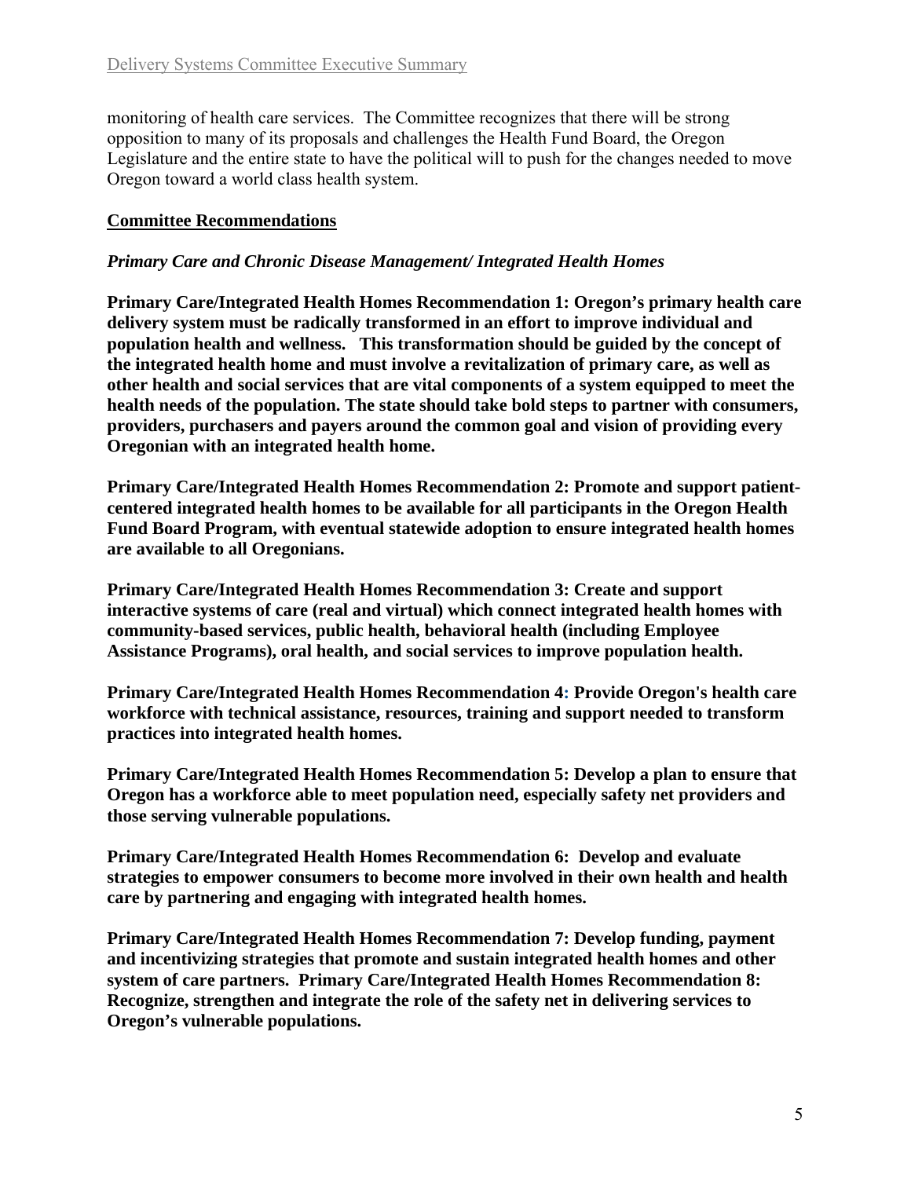monitoring of health care services. The Committee recognizes that there will be strong opposition to many of its proposals and challenges the Health Fund Board, the Oregon Legislature and the entire state to have the political will to push for the changes needed to move Oregon toward a world class health system.

## Committee Recommendations

### *Primary Care and Chronic Disease Management/ Integrated Health Homes*

**Primary Care/Integrated Health Homes Recommendation 1: Oregon's primary health care delivery system must be radically transformed in an effort to improve individual and population health and wellness. This transformation should be guided by the concept of the integrated health home and must involve a revitalization of primary care, as well as other health and social services that are vital components of a system equipped to meet the health needs of the population. The state should take bold steps to partner with consumers, providers, purchasers and payers around the common goal and vision of providing every Oregonian with an integrated health home.**

**Primary Care/Integrated Health Homes Recommendation 2: Promote and support patient-centered integrated health homes to be available for all participants in the Oregon Health Fund Board Program, with eventual statewide adoption to ensure integrated health homes are available to all Oregonians.**

**Primary Care/Integrated Health Homes Recommendation 3: Create and support interactive systems of care (real and virtual) which connect integrated health homes with community-based services, public health, behavioral health (including Employee Assistance Programs), oral health, and social services to improve population health.**

**Primary Care/Integrated Health Homes Recommendation 4: Provide Oregon's health care workforce with technical assistance, resources, training and support needed to transform practices into integrated health homes.**

**Primary Care/Integrated Health Homes Recommendation 5: Develop a plan to ensure that Oregon has a workforce able to meet population need, especially safety net providers and those serving vulnerable populations.**

**Primary Care/Integrated Health Homes Recommendation 6: Develop and evaluate strategies to empower consumers to become more involved in their own health and health care by partnering and engaging with integrated health homes.**

**Primary Care/Integrated Health Homes Recommendation 7: Develop funding, payment and incentivizing strategies that promote and sustain integrated health homes and other system of care partners. Primary Care/Integrated Health Homes Recommendation 8: Recognize, strengthen and integrate the role of the safety net in delivering services to Oregon's vulnerable populations.**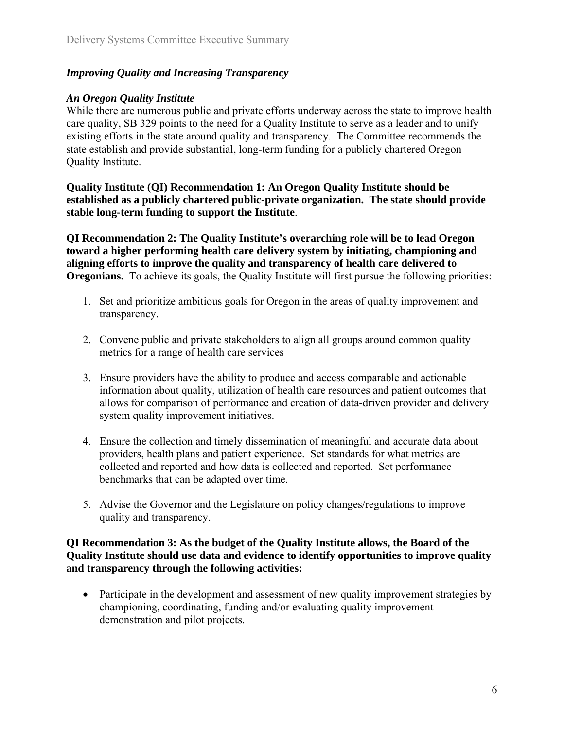### *Improving Quality and Increasing Transparency*

#### *An Oregon Quality Institute*

While there are numerous public and private efforts underway across the state to improve health care quality, SB 329 points to the need for a Quality Institute to serve as a leader and to unify existing efforts in the state around quality and transparency. The Committee recommends the state establish and provide substantial, long-term funding for a publicly chartered Oregon Quality Institute.

**Quality Institute (QI) Recommendation 1: An Oregon Quality Institute should be established as a publicly chartered public-private organization. The state should provide stable long-term funding to support the Institute**.

**QI Recommendation 2: The Quality Institute's overarching role will be to lead Oregon toward a higher performing health care delivery system by initiating, championing and aligning efforts to improve the quality and transparency of health care delivered to Oregonians.** To achieve its goals, the Quality Institute will first pursue the following priorities:

1. Set and prioritize ambitious goals for Oregon in the areas of quality improvement and transparency.

2. Convene public and private stakeholders to align all groups around common quality metrics for a range of health care services

3. Ensure providers have the ability to produce and access comparable and actionable information about quality, utilization of health care resources and patient outcomes that allows for comparison of performance and creation of data-driven provider and delivery system quality improvement initiatives.

4. Ensure the collection and timely dissemination of meaningful and accurate data about providers, health plans and patient experience. Set standards for what metrics are collected and reported and how data is collected and reported. Set performance benchmarks that can be adapted over time.

5. Advise the Governor and the Legislature on policy changes/regulations to improve quality and transparency.

**QI Recommendation 3: As the budget of the Quality Institute allows, the Board of the Quality Institute should use data and evidence to identify opportunities to improve quality and transparency through the following activities:**

- Participate in the development and assessment of new quality improvement strategies by championing, coordinating, funding and/or evaluating quality improvement demonstration and pilot projects.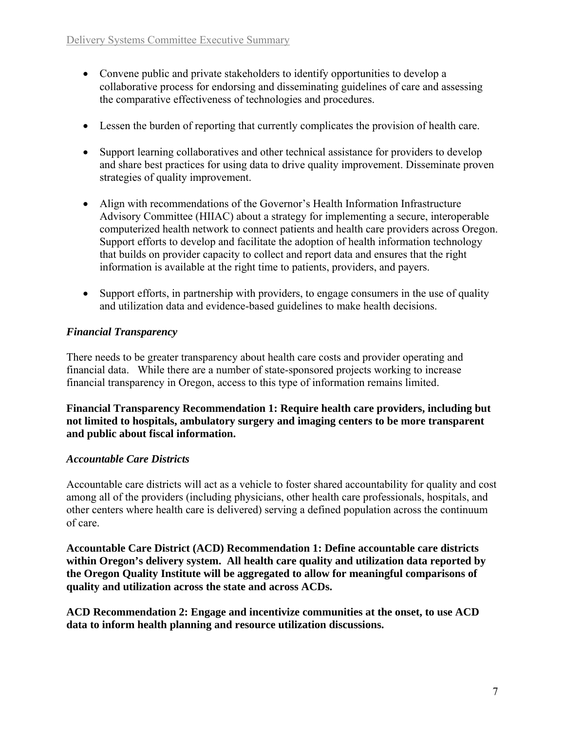- Convene public and private stakeholders to identify opportunities to develop a collaborative process for endorsing and disseminating guidelines of care and assessing the comparative effectiveness of technologies and procedures.

- Lessen the burden of reporting that currently complicates the provision of health care.

- Support learning collaboratives and other technical assistance for providers to develop and share best practices for using data to drive quality improvement. Disseminate proven strategies of quality improvement.

- Align with recommendations of the Governor's Health Information Infrastructure Advisory Committee (HIIAC) about a strategy for implementing a secure, interoperable computerized health network to connect patients and health care providers across Oregon. Support efforts to develop and facilitate the adoption of health information technology that builds on provider capacity to collect and report data and ensures that the right information is available at the right time to patients, providers, and payers.

- Support efforts, in partnership with providers, to engage consumers in the use of quality and utilization data and evidence-based guidelines to make health decisions.

### *Financial Transparency*

There needs to be greater transparency about health care costs and provider operating and financial data. While there are a number of state-sponsored projects working to increase financial transparency in Oregon, access to this type of information remains limited.

**Financial Transparency Recommendation 1: Require health care providers, including but not limited to hospitals, ambulatory surgery and imaging centers to be more transparent and public about fiscal information.**

### *Accountable Care Districts*

Accountable care districts will act as a vehicle to foster shared accountability for quality and cost among all of the providers (including physicians, other health care professionals, hospitals, and other centers where health care is delivered) serving a defined population across the continuum of care.

**Accountable Care District (ACD) Recommendation 1: Define accountable care districts within Oregon's delivery system. All health care quality and utilization data reported by the Oregon Quality Institute will be aggregated to allow for meaningful comparisons of quality and utilization across the state and across ACDs.**

**ACD Recommendation 2: Engage and incentivize communities at the onset, to use ACD data to inform health planning and resource utilization discussions.**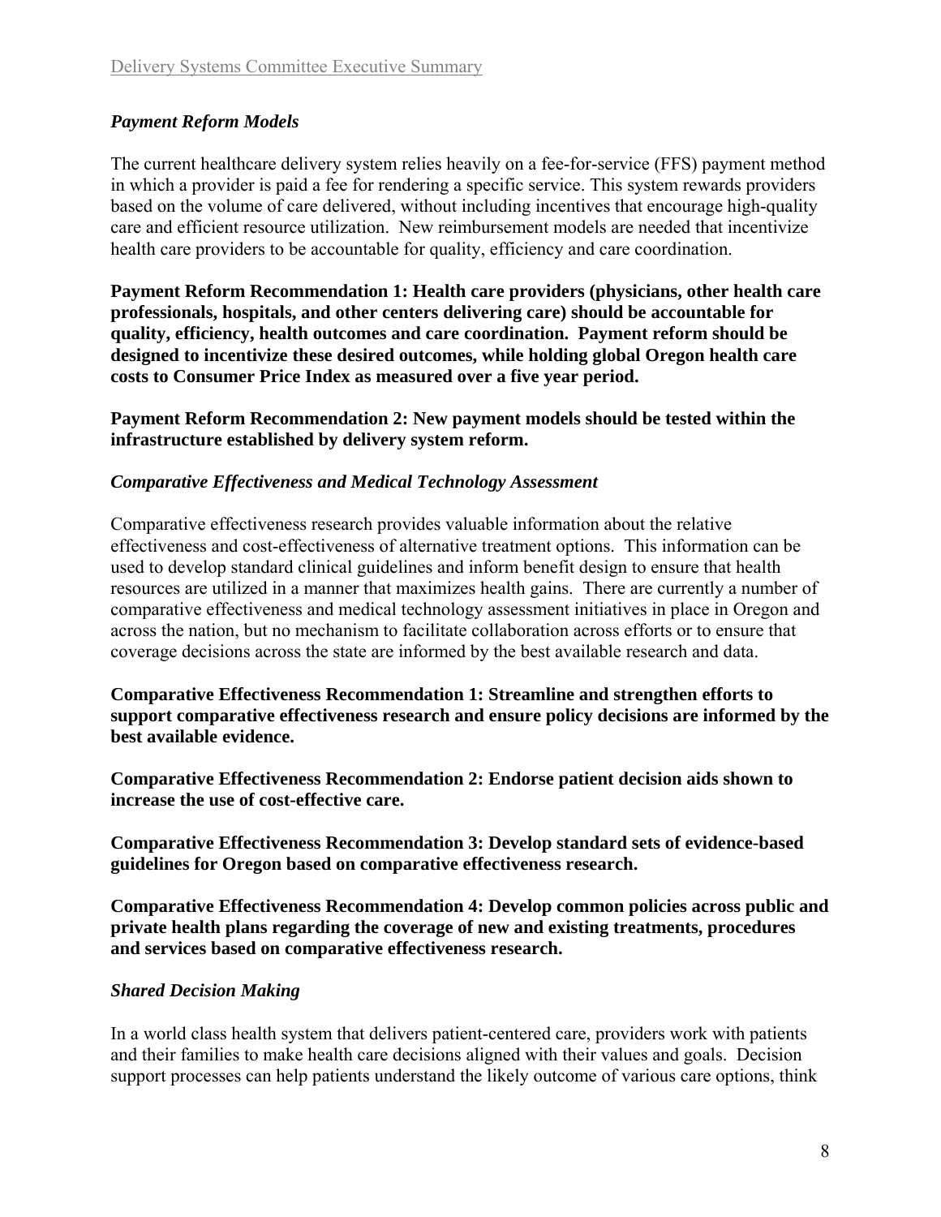### *Payment Reform Models*

The current healthcare delivery system relies heavily on a fee-for-service (FFS) payment method in which a provider is paid a fee for rendering a specific service. This system rewards providers based on the volume of care delivered, without including incentives that encourage high-quality care and efficient resource utilization. New reimbursement models are needed that incentivize health care providers to be accountable for quality, efficiency and care coordination.

**Payment Reform Recommendation 1: Health care providers (physicians, other health care professionals, hospitals, and other centers delivering care) should be accountable for quality, efficiency, health outcomes and care coordination. Payment reform should be designed to incentivize these desired outcomes, while holding global Oregon health care costs to Consumer Price Index as measured over a five year period.**

**Payment Reform Recommendation 2: New payment models should be tested within the infrastructure established by delivery system reform.**

### *Comparative Effectiveness and Medical Technology Assessment*

Comparative effectiveness research provides valuable information about the relative effectiveness and cost-effectiveness of alternative treatment options. This information can be used to develop standard clinical guidelines and inform benefit design to ensure that health resources are utilized in a manner that maximizes health gains. There are currently a number of comparative effectiveness and medical technology assessment initiatives in place in Oregon and across the nation, but no mechanism to facilitate collaboration across efforts or to ensure that coverage decisions across the state are informed by the best available research and data.

**Comparative Effectiveness Recommendation 1: Streamline and strengthen efforts to support comparative effectiveness research and ensure policy decisions are informed by the best available evidence.**

**Comparative Effectiveness Recommendation 2: Endorse patient decision aids shown to increase the use of cost-effective care.**

**Comparative Effectiveness Recommendation 3: Develop standard sets of evidence-based guidelines for Oregon based on comparative effectiveness research.**

**Comparative Effectiveness Recommendation 4: Develop common policies across public and private health plans regarding the coverage of new and existing treatments, procedures and services based on comparative effectiveness research.**

### *Shared Decision Making*

In a world class health system that delivers patient-centered care, providers work with patients and their families to make health care decisions aligned with their values and goals. Decision support processes can help patients understand the likely outcome of various care options, think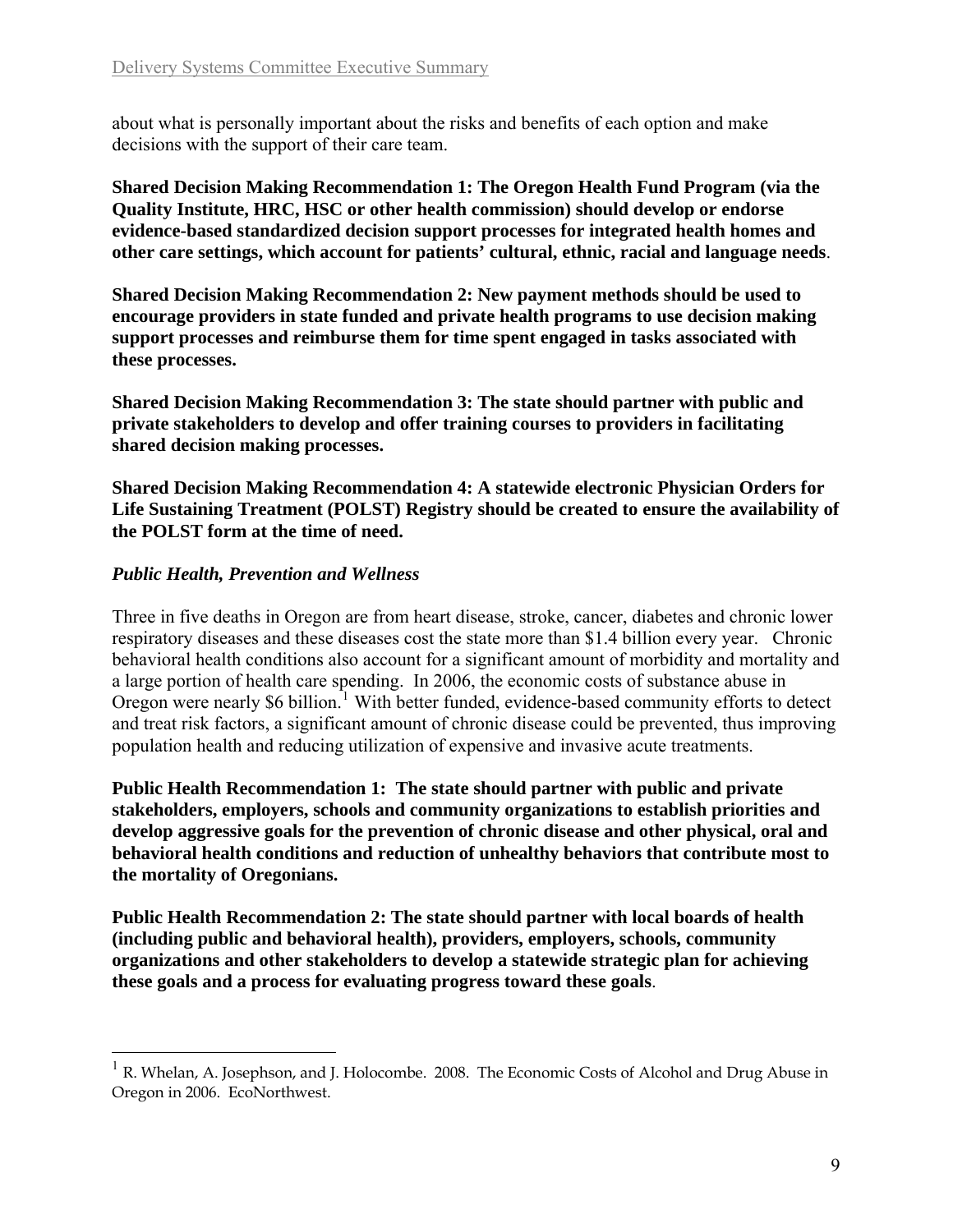about what is personally important about the risks and benefits of each option and make decisions with the support of their care team.

**Shared Decision Making Recommendation 1: The Oregon Health Fund Program (via the Quality Institute, HRC, HSC or other health commission) should develop or endorse evidence-based standardized decision support processes for integrated health homes and other care settings, which account for patients' cultural, ethnic, racial and language needs**.

**Shared Decision Making Recommendation 2: New payment methods should be used to encourage providers in state funded and private health programs to use decision making support processes and reimburse them for time spent engaged in tasks associated with these processes.**

**Shared Decision Making Recommendation 3: The state should partner with public and private stakeholders to develop and offer training courses to providers in facilitating shared decision making processes.**

**Shared Decision Making Recommendation 4: A statewide electronic Physician Orders for Life Sustaining Treatment (POLST) Registry should be created to ensure the availability of the POLST form at the time of need.**

***Public Health, Prevention and Wellness***

Three in five deaths in Oregon are from heart disease, stroke, cancer, diabetes and chronic lower respiratory diseases and these diseases cost the state more than $1.4 billion every year. Chronic behavioral health conditions also account for a significant amount of morbidity and mortality and a large portion of health care spending. In 2006, the economic costs of substance abuse in Oregon were nearly $6 billion.[1] With better funded, evidence-based community efforts to detect and treat risk factors, a significant amount of chronic disease could be prevented, thus improving population health and reducing utilization of expensive and invasive acute treatments.

**Public Health Recommendation 1: The state should partner with public and private stakeholders, employers, schools and community organizations to establish priorities and develop aggressive goals for the prevention of chronic disease and other physical, oral and behavioral health conditions and reduction of unhealthy behaviors that contribute most to the mortality of Oregonians.**

**Public Health Recommendation 2: The state should partner with local boards of health (including public and behavioral health), providers, employers, schools, community organizations and other stakeholders to develop a statewide strategic plan for achieving these goals and a process for evaluating progress toward these goals**.

---

[1] R. Whelan, A. Josephson, and J. Holocombe. 2008. The Economic Costs of Alcohol and Drug Abuse in Oregon in 2006. EcoNorthwest.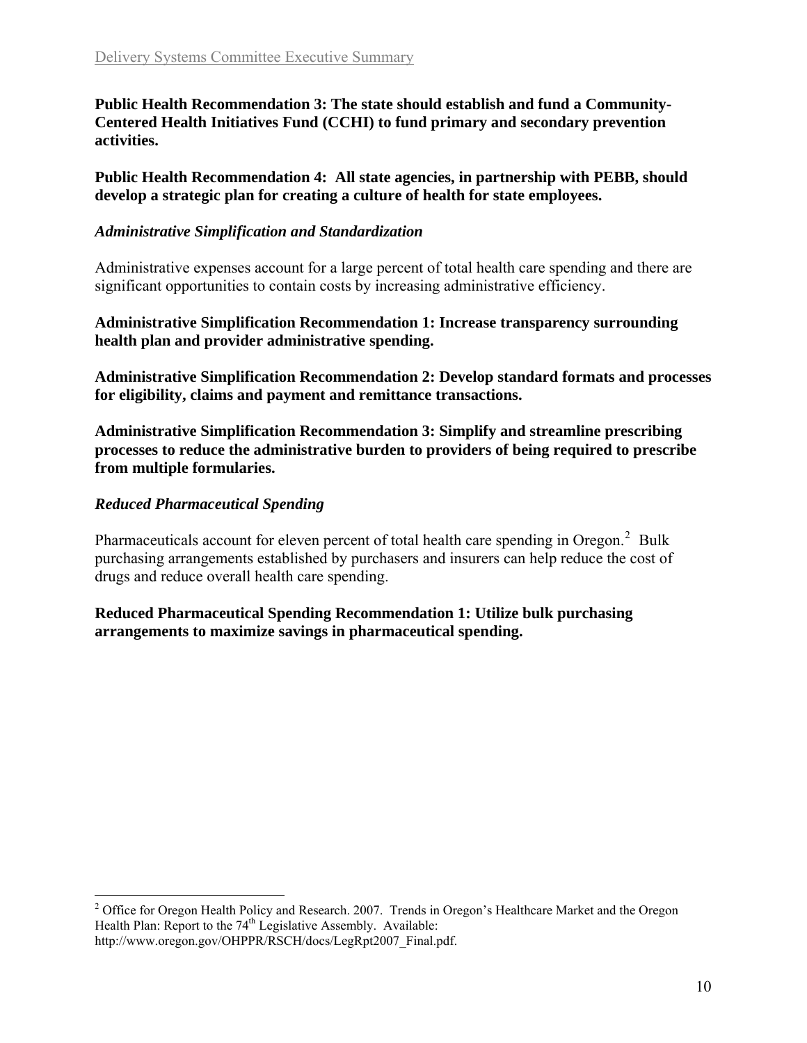**Public Health Recommendation 3: The state should establish and fund a Community-Centered Health Initiatives Fund (CCHI) to fund primary and secondary prevention activities.**

**Public Health Recommendation 4: All state agencies, in partnership with PEBB, should develop a strategic plan for creating a culture of health for state employees.**

### *Administrative Simplification and Standardization*

Administrative expenses account for a large percent of total health care spending and there are significant opportunities to contain costs by increasing administrative efficiency.

**Administrative Simplification Recommendation 1: Increase transparency surrounding health plan and provider administrative spending.**

**Administrative Simplification Recommendation 2: Develop standard formats and processes for eligibility, claims and payment and remittance transactions.**

**Administrative Simplification Recommendation 3: Simplify and streamline prescribing processes to reduce the administrative burden to providers of being required to prescribe from multiple formularies.**

### *Reduced Pharmaceutical Spending*

Pharmaceuticals account for eleven percent of total health care spending in Oregon.[2] Bulk purchasing arrangements established by purchasers and insurers can help reduce the cost of drugs and reduce overall health care spending.

**Reduced Pharmaceutical Spending Recommendation 1: Utilize bulk purchasing arrangements to maximize savings in pharmaceutical spending.**

---

[2] Office for Oregon Health Policy and Research. 2007. Trends in Oregon's Healthcare Market and the Oregon Health Plan: Report to the 74th Legislative Assembly. Available: http://www.oregon.gov/OHPPR/RSCH/docs/LegRpt2007_Final.pdf.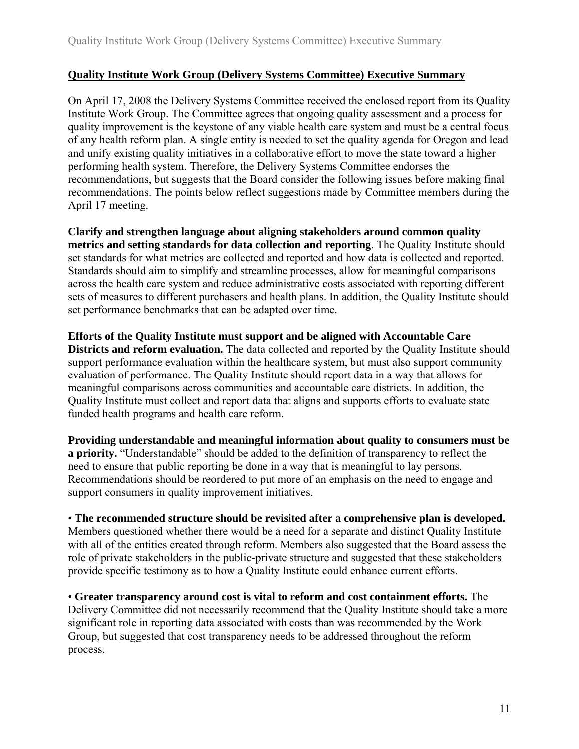## Quality Institute Work Group (Delivery Systems Committee) Executive Summary

On April 17, 2008 the Delivery Systems Committee received the enclosed report from its Quality Institute Work Group. The Committee agrees that ongoing quality assessment and a process for quality improvement is the keystone of any viable health care system and must be a central focus of any health reform plan. A single entity is needed to set the quality agenda for Oregon and lead and unify existing quality initiatives in a collaborative effort to move the state toward a higher performing health system. Therefore, the Delivery Systems Committee endorses the recommendations, but suggests that the Board consider the following issues before making final recommendations. The points below reflect suggestions made by Committee members during the April 17 meeting.

**Clarify and strengthen language about aligning stakeholders around common quality metrics and setting standards for data collection and reporting**. The Quality Institute should set standards for what metrics are collected and reported and how data is collected and reported. Standards should aim to simplify and streamline processes, allow for meaningful comparisons across the health care system and reduce administrative costs associated with reporting different sets of measures to different purchasers and health plans. In addition, the Quality Institute should set performance benchmarks that can be adapted over time.

**Efforts of the Quality Institute must support and be aligned with Accountable Care Districts and reform evaluation.** The data collected and reported by the Quality Institute should support performance evaluation within the healthcare system, but must also support community evaluation of performance. The Quality Institute should report data in a way that allows for meaningful comparisons across communities and accountable care districts. In addition, the Quality Institute must collect and report data that aligns and supports efforts to evaluate state funded health programs and health care reform.

**Providing understandable and meaningful information about quality to consumers must be a priority.** "Understandable" should be added to the definition of transparency to reflect the need to ensure that public reporting be done in a way that is meaningful to lay persons. Recommendations should be reordered to put more of an emphasis on the need to engage and support consumers in quality improvement initiatives.

- **The recommended structure should be revisited after a comprehensive plan is developed.** Members questioned whether there would be a need for a separate and distinct Quality Institute with all of the entities created through reform. Members also suggested that the Board assess the role of private stakeholders in the public-private structure and suggested that these stakeholders provide specific testimony as to how a Quality Institute could enhance current efforts.

- **Greater transparency around cost is vital to reform and cost containment efforts.** The Delivery Committee did not necessarily recommend that the Quality Institute should take a more significant role in reporting data associated with costs than was recommended by the Work Group, but suggested that cost transparency needs to be addressed throughout the reform process.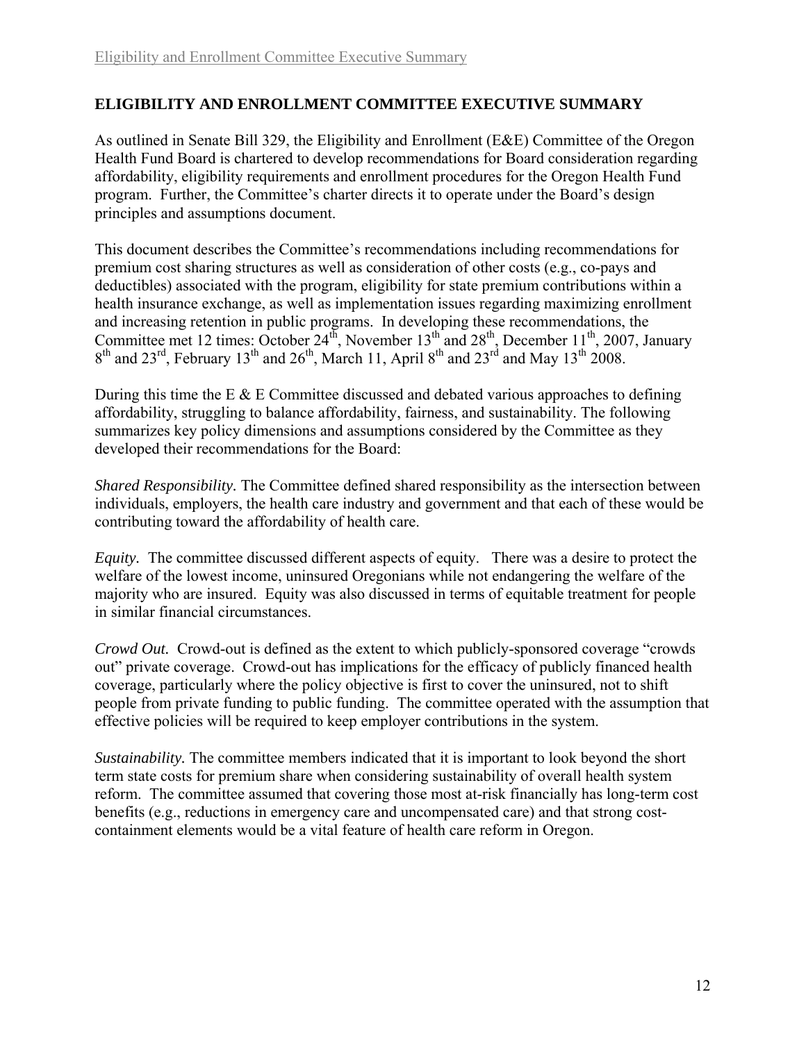## ELIGIBILITY AND ENROLLMENT COMMITTEE EXECUTIVE SUMMARY

As outlined in Senate Bill 329, the Eligibility and Enrollment (E&E) Committee of the Oregon Health Fund Board is chartered to develop recommendations for Board consideration regarding affordability, eligibility requirements and enrollment procedures for the Oregon Health Fund program. Further, the Committee's charter directs it to operate under the Board's design principles and assumptions document.

This document describes the Committee's recommendations including recommendations for premium cost sharing structures as well as consideration of other costs (e.g., co-pays and deductibles) associated with the program, eligibility for state premium contributions within a health insurance exchange, as well as implementation issues regarding maximizing enrollment and increasing retention in public programs. In developing these recommendations, the Committee met 12 times: October 24th, November 13th and 28th, December 11th, 2007, January 8th and 23rd, February 13th and 26th, March 11, April 8th and 23rd and May 13th 2008.

During this time the E & E Committee discussed and debated various approaches to defining affordability, struggling to balance affordability, fairness, and sustainability. The following summarizes key policy dimensions and assumptions considered by the Committee as they developed their recommendations for the Board:

*Shared Responsibility.* The Committee defined shared responsibility as the intersection between individuals, employers, the health care industry and government and that each of these would be contributing toward the affordability of health care.

*Equity.* The committee discussed different aspects of equity. There was a desire to protect the welfare of the lowest income, uninsured Oregonians while not endangering the welfare of the majority who are insured. Equity was also discussed in terms of equitable treatment for people in similar financial circumstances.

*Crowd Out.* Crowd-out is defined as the extent to which publicly-sponsored coverage "crowds out" private coverage. Crowd-out has implications for the efficacy of publicly financed health coverage, particularly where the policy objective is first to cover the uninsured, not to shift people from private funding to public funding. The committee operated with the assumption that effective policies will be required to keep employer contributions in the system.

*Sustainability.* The committee members indicated that it is important to look beyond the short term state costs for premium share when considering sustainability of overall health system reform. The committee assumed that covering those most at-risk financially has long-term cost benefits (e.g., reductions in emergency care and uncompensated care) and that strong cost-containment elements would be a vital feature of health care reform in Oregon.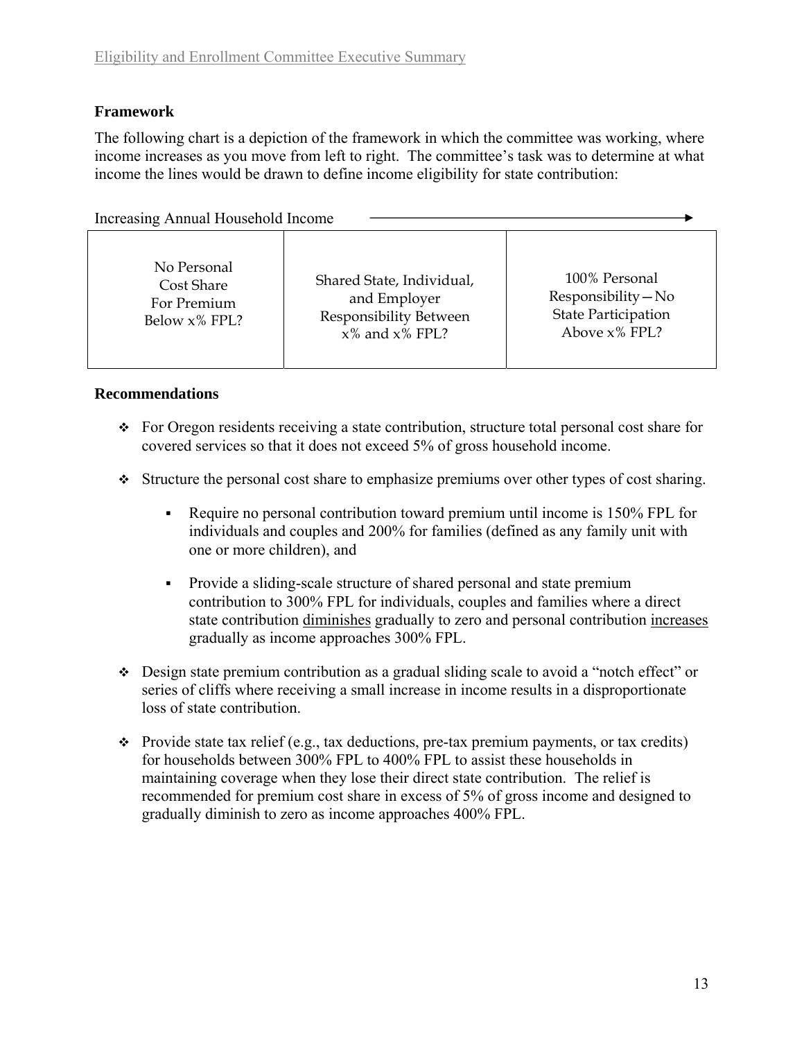### Framework

The following chart is a depiction of the framework in which the committee was working, where income increases as you move from left to right. The committee's task was to determine at what income the lines would be drawn to define income eligibility for state contribution:

Increasing Annual Household Income →

| No Personal Cost Share For Premium Below x% FPL? | Shared State, Individual, and Employer Responsibility Between x% and x% FPL? | 100% Personal Responsibility—No State Participation Above x% FPL? |
|---|---|---|

### Recommendations

- For Oregon residents receiving a state contribution, structure total personal cost share for covered services so that it does not exceed 5% of gross household income.
- Structure the personal cost share to emphasize premiums over other types of cost sharing.
  - Require no personal contribution toward premium until income is 150% FPL for individuals and couples and 200% for families (defined as any family unit with one or more children), and
  - Provide a sliding-scale structure of shared personal and state premium contribution to 300% FPL for individuals, couples and families where a direct state contribution <u>diminishes</u> gradually to zero and personal contribution <u>increases</u> gradually as income approaches 300% FPL.
- Design state premium contribution as a gradual sliding scale to avoid a "notch effect" or series of cliffs where receiving a small increase in income results in a disproportionate loss of state contribution.
- Provide state tax relief (e.g., tax deductions, pre-tax premium payments, or tax credits) for households between 300% FPL to 400% FPL to assist these households in maintaining coverage when they lose their direct state contribution. The relief is recommended for premium cost share in excess of 5% of gross income and designed to gradually diminish to zero as income approaches 400% FPL.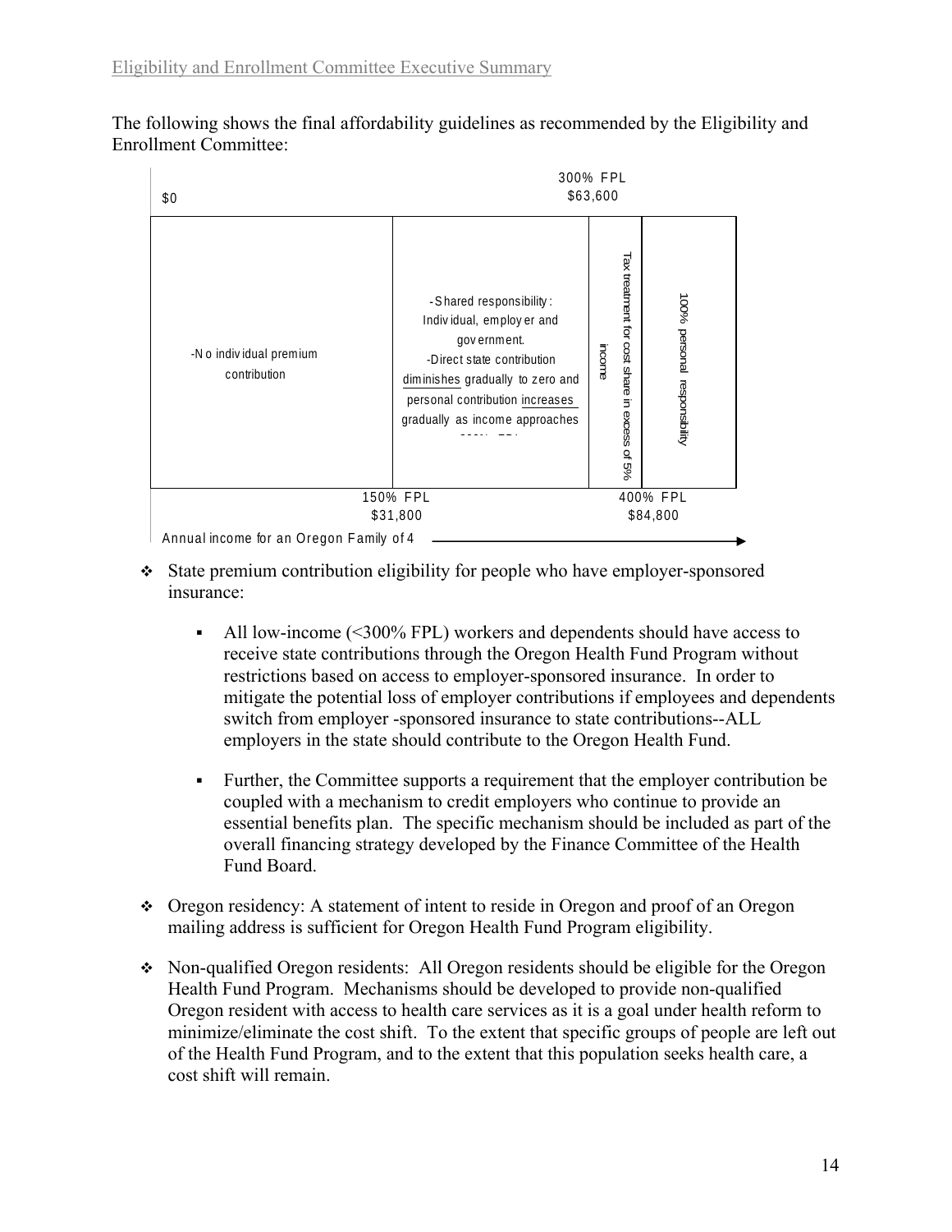The following shows the final affordability guidelines as recommended by the Eligibility and Enrollment Committee:

| $0 | | 300% FPL $63,600 | |
|---|---|---|---|
| -No individual premium contribution | -Shared responsibility: Individual, employer and government. -Direct state contribution diminishes gradually to zero and personal contribution increases gradually as income approaches 300% FPL | Tax treatment for cost share in excess of 5% income | 100% personal responsibility |
| | 150% FPL $31,800 | | 400% FPL $84,800 |

Annual income for an Oregon Family of 4

- State premium contribution eligibility for people who have employer-sponsored insurance:
  - All low-income (<300% FPL) workers and dependents should have access to receive state contributions through the Oregon Health Fund Program without restrictions based on access to employer-sponsored insurance. In order to mitigate the potential loss of employer contributions if employees and dependents switch from employer -sponsored insurance to state contributions--ALL employers in the state should contribute to the Oregon Health Fund.
  - Further, the Committee supports a requirement that the employer contribution be coupled with a mechanism to credit employers who continue to provide an essential benefits plan. The specific mechanism should be included as part of the overall financing strategy developed by the Finance Committee of the Health Fund Board.
- Oregon residency: A statement of intent to reside in Oregon and proof of an Oregon mailing address is sufficient for Oregon Health Fund Program eligibility.
- Non-qualified Oregon residents: All Oregon residents should be eligible for the Oregon Health Fund Program. Mechanisms should be developed to provide non-qualified Oregon resident with access to health care services as it is a goal under health reform to minimize/eliminate the cost shift. To the extent that specific groups of people are left out of the Health Fund Program, and to the extent that this population seeks health care, a cost shift will remain.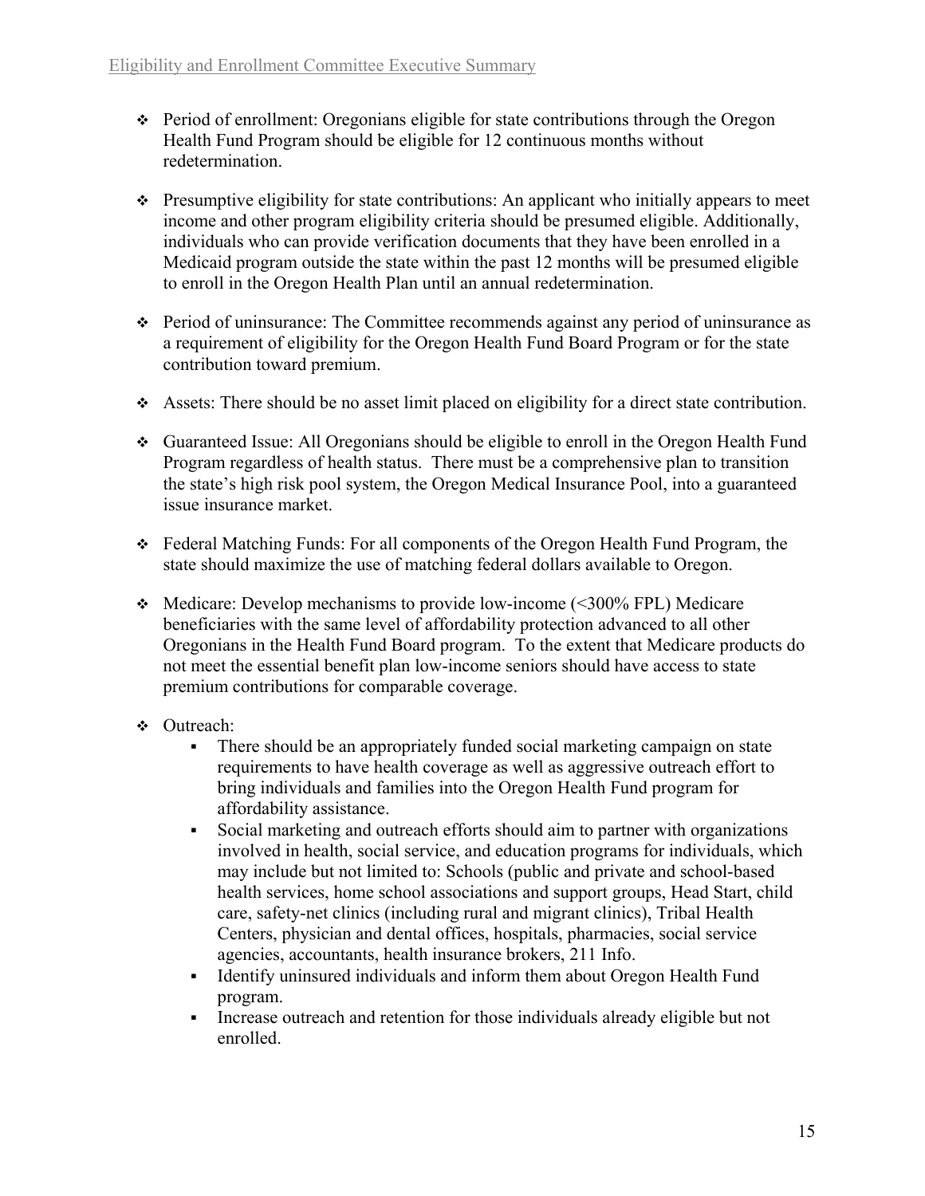- Period of enrollment: Oregonians eligible for state contributions through the Oregon Health Fund Program should be eligible for 12 continuous months without redetermination.

- Presumptive eligibility for state contributions: An applicant who initially appears to meet income and other program eligibility criteria should be presumed eligible. Additionally, individuals who can provide verification documents that they have been enrolled in a Medicaid program outside the state within the past 12 months will be presumed eligible to enroll in the Oregon Health Plan until an annual redetermination.

- Period of uninsurance: The Committee recommends against any period of uninsurance as a requirement of eligibility for the Oregon Health Fund Board Program or for the state contribution toward premium.

- Assets: There should be no asset limit placed on eligibility for a direct state contribution.

- Guaranteed Issue: All Oregonians should be eligible to enroll in the Oregon Health Fund Program regardless of health status. There must be a comprehensive plan to transition the state's high risk pool system, the Oregon Medical Insurance Pool, into a guaranteed issue insurance market.

- Federal Matching Funds: For all components of the Oregon Health Fund Program, the state should maximize the use of matching federal dollars available to Oregon.

- Medicare: Develop mechanisms to provide low-income (<300% FPL) Medicare beneficiaries with the same level of affordability protection advanced to all other Oregonians in the Health Fund Board program. To the extent that Medicare products do not meet the essential benefit plan low-income seniors should have access to state premium contributions for comparable coverage.

- Outreach:
  - There should be an appropriately funded social marketing campaign on state requirements to have health coverage as well as aggressive outreach effort to bring individuals and families into the Oregon Health Fund program for affordability assistance.
  - Social marketing and outreach efforts should aim to partner with organizations involved in health, social service, and education programs for individuals, which may include but not limited to: Schools (public and private and school-based health services, home school associations and support groups, Head Start, child care, safety-net clinics (including rural and migrant clinics), Tribal Health Centers, physician and dental offices, hospitals, pharmacies, social service agencies, accountants, health insurance brokers, 211 Info.
  - Identify uninsured individuals and inform them about Oregon Health Fund program.
  - Increase outreach and retention for those individuals already eligible but not enrolled.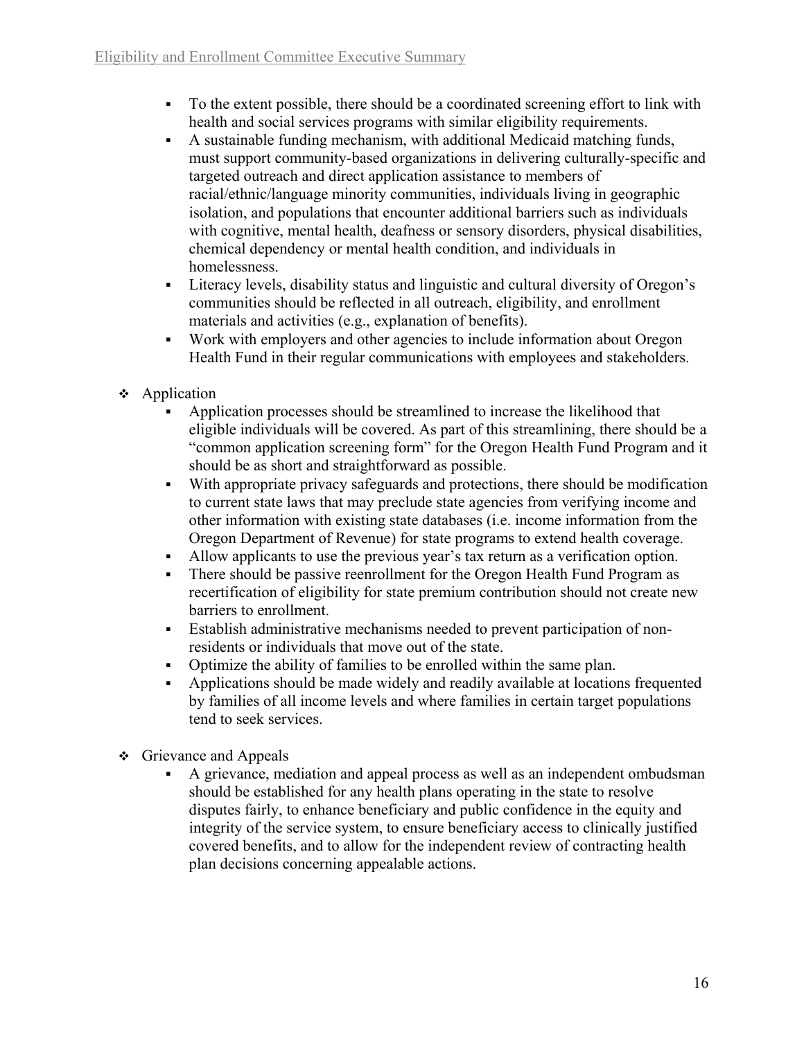- To the extent possible, there should be a coordinated screening effort to link with health and social services programs with similar eligibility requirements.
- A sustainable funding mechanism, with additional Medicaid matching funds, must support community-based organizations in delivering culturally-specific and targeted outreach and direct application assistance to members of racial/ethnic/language minority communities, individuals living in geographic isolation, and populations that encounter additional barriers such as individuals with cognitive, mental health, deafness or sensory disorders, physical disabilities, chemical dependency or mental health condition, and individuals in homelessness.
- Literacy levels, disability status and linguistic and cultural diversity of Oregon's communities should be reflected in all outreach, eligibility, and enrollment materials and activities (e.g., explanation of benefits).
- Work with employers and other agencies to include information about Oregon Health Fund in their regular communications with employees and stakeholders.

- Application
  - Application processes should be streamlined to increase the likelihood that eligible individuals will be covered. As part of this streamlining, there should be a "common application screening form" for the Oregon Health Fund Program and it should be as short and straightforward as possible.
  - With appropriate privacy safeguards and protections, there should be modification to current state laws that may preclude state agencies from verifying income and other information with existing state databases (i.e. income information from the Oregon Department of Revenue) for state programs to extend health coverage.
  - Allow applicants to use the previous year's tax return as a verification option.
  - There should be passive reenrollment for the Oregon Health Fund Program as recertification of eligibility for state premium contribution should not create new barriers to enrollment.
  - Establish administrative mechanisms needed to prevent participation of non-residents or individuals that move out of the state.
  - Optimize the ability of families to be enrolled within the same plan.
  - Applications should be made widely and readily available at locations frequented by families of all income levels and where families in certain target populations tend to seek services.

- Grievance and Appeals
  - A grievance, mediation and appeal process as well as an independent ombudsman should be established for any health plans operating in the state to resolve disputes fairly, to enhance beneficiary and public confidence in the equity and integrity of the service system, to ensure beneficiary access to clinically justified covered benefits, and to allow for the independent review of contracting health plan decisions concerning appealable actions.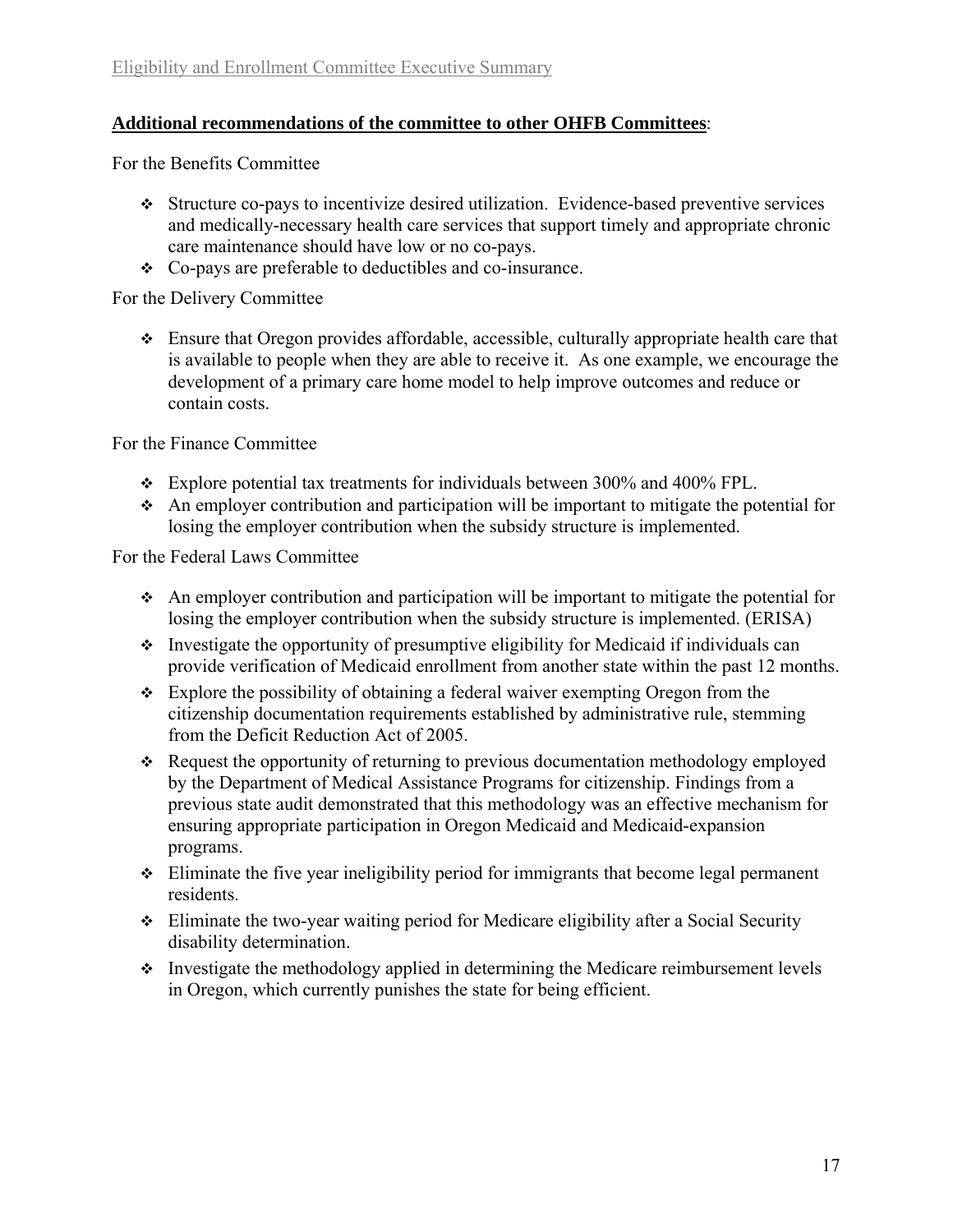**Additional recommendations of the committee to other OHFB Committees**:

For the Benefits Committee

- Structure co-pays to incentivize desired utilization. Evidence-based preventive services and medically-necessary health care services that support timely and appropriate chronic care maintenance should have low or no co-pays.
- Co-pays are preferable to deductibles and co-insurance.

For the Delivery Committee

- Ensure that Oregon provides affordable, accessible, culturally appropriate health care that is available to people when they are able to receive it. As one example, we encourage the development of a primary care home model to help improve outcomes and reduce or contain costs.

For the Finance Committee

- Explore potential tax treatments for individuals between 300% and 400% FPL.
- An employer contribution and participation will be important to mitigate the potential for losing the employer contribution when the subsidy structure is implemented.

For the Federal Laws Committee

- An employer contribution and participation will be important to mitigate the potential for losing the employer contribution when the subsidy structure is implemented. (ERISA)
- Investigate the opportunity of presumptive eligibility for Medicaid if individuals can provide verification of Medicaid enrollment from another state within the past 12 months.
- Explore the possibility of obtaining a federal waiver exempting Oregon from the citizenship documentation requirements established by administrative rule, stemming from the Deficit Reduction Act of 2005.
- Request the opportunity of returning to previous documentation methodology employed by the Department of Medical Assistance Programs for citizenship. Findings from a previous state audit demonstrated that this methodology was an effective mechanism for ensuring appropriate participation in Oregon Medicaid and Medicaid-expansion programs.
- Eliminate the five year ineligibility period for immigrants that become legal permanent residents.
- Eliminate the two-year waiting period for Medicare eligibility after a Social Security disability determination.
- Investigate the methodology applied in determining the Medicare reimbursement levels in Oregon, which currently punishes the state for being efficient.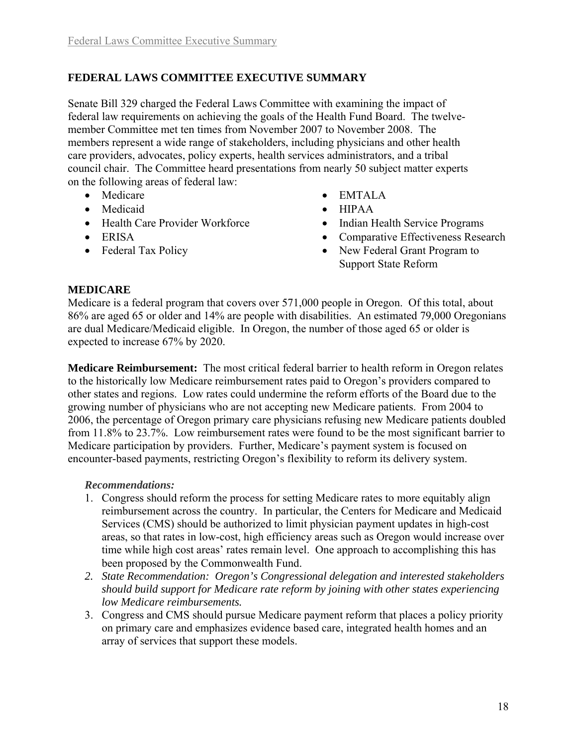# FEDERAL LAWS COMMITTEE EXECUTIVE SUMMARY

Senate Bill 329 charged the Federal Laws Committee with examining the impact of federal law requirements on achieving the goals of the Health Fund Board. The twelve-member Committee met ten times from November 2007 to November 2008. The members represent a wide range of stakeholders, including physicians and other health care providers, advocates, policy experts, health services administrators, and a tribal council chair. The Committee heard presentations from nearly 50 subject matter experts on the following areas of federal law:

- Medicare
- Medicaid
- Health Care Provider Workforce
- ERISA
- Federal Tax Policy
- EMTALA
- HIPAA
- Indian Health Service Programs
- Comparative Effectiveness Research
- New Federal Grant Program to Support State Reform

## MEDICARE

Medicare is a federal program that covers over 571,000 people in Oregon. Of this total, about 86% are aged 65 or older and 14% are people with disabilities. An estimated 79,000 Oregonians are dual Medicare/Medicaid eligible. In Oregon, the number of those aged 65 or older is expected to increase 67% by 2020.

**Medicare Reimbursement:** The most critical federal barrier to health reform in Oregon relates to the historically low Medicare reimbursement rates paid to Oregon's providers compared to other states and regions. Low rates could undermine the reform efforts of the Board due to the growing number of physicians who are not accepting new Medicare patients. From 2004 to 2006, the percentage of Oregon primary care physicians refusing new Medicare patients doubled from 11.8% to 23.7%. Low reimbursement rates were found to be the most significant barrier to Medicare participation by providers. Further, Medicare's payment system is focused on encounter-based payments, restricting Oregon's flexibility to reform its delivery system.

***Recommendations:***

1. Congress should reform the process for setting Medicare rates to more equitably align reimbursement across the country. In particular, the Centers for Medicare and Medicaid Services (CMS) should be authorized to limit physician payment updates in high-cost areas, so that rates in low-cost, high efficiency areas such as Oregon would increase over time while high cost areas' rates remain level. One approach to accomplishing this has been proposed by the Commonwealth Fund.
2. *State Recommendation: Oregon's Congressional delegation and interested stakeholders should build support for Medicare rate reform by joining with other states experiencing low Medicare reimbursements.*
3. Congress and CMS should pursue Medicare payment reform that places a policy priority on primary care and emphasizes evidence based care, integrated health homes and an array of services that support these models.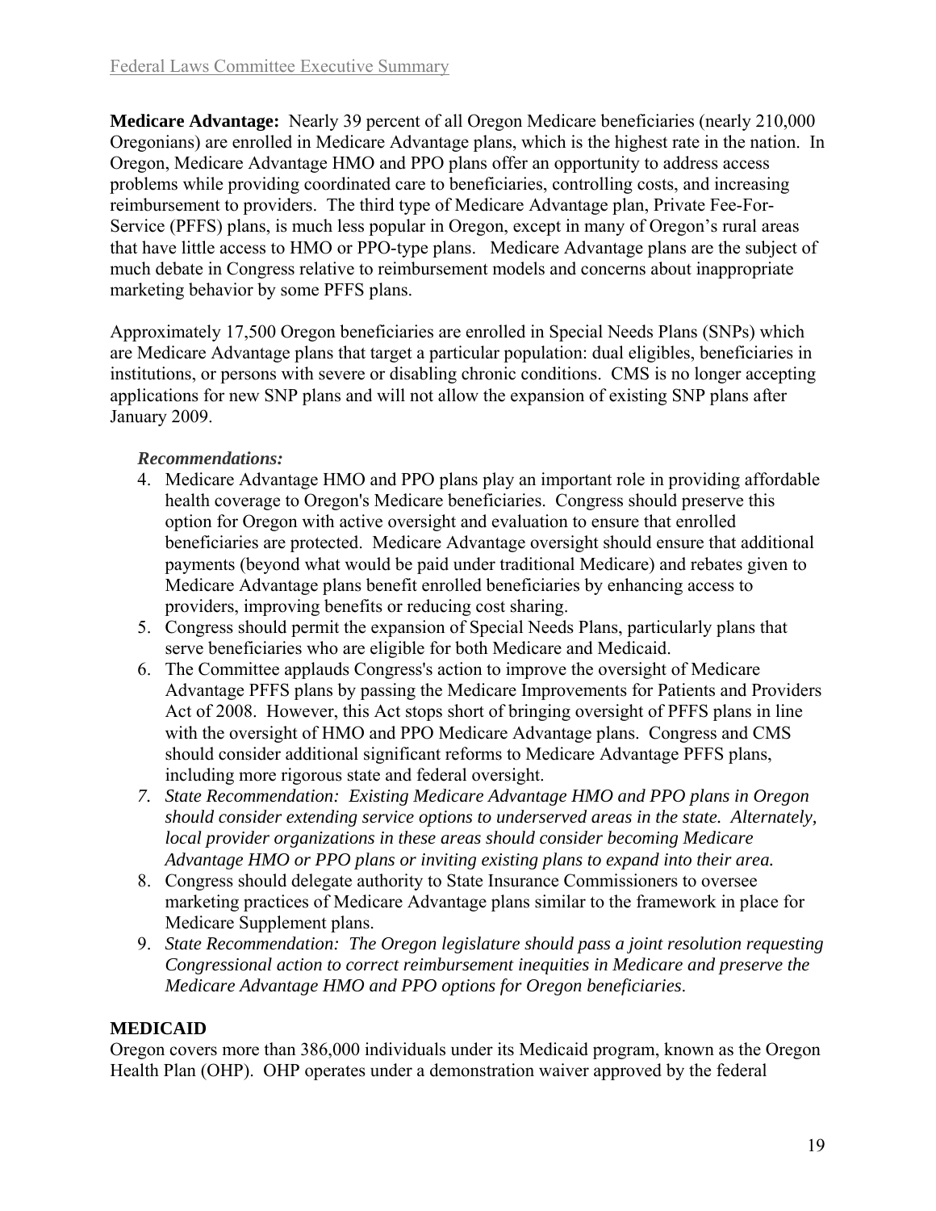**Medicare Advantage:** Nearly 39 percent of all Oregon Medicare beneficiaries (nearly 210,000 Oregonians) are enrolled in Medicare Advantage plans, which is the highest rate in the nation. In Oregon, Medicare Advantage HMO and PPO plans offer an opportunity to address access problems while providing coordinated care to beneficiaries, controlling costs, and increasing reimbursement to providers. The third type of Medicare Advantage plan, Private Fee-For-Service (PFFS) plans, is much less popular in Oregon, except in many of Oregon's rural areas that have little access to HMO or PPO-type plans. Medicare Advantage plans are the subject of much debate in Congress relative to reimbursement models and concerns about inappropriate marketing behavior by some PFFS plans.

Approximately 17,500 Oregon beneficiaries are enrolled in Special Needs Plans (SNPs) which are Medicare Advantage plans that target a particular population: dual eligibles, beneficiaries in institutions, or persons with severe or disabling chronic conditions. CMS is no longer accepting applications for new SNP plans and will not allow the expansion of existing SNP plans after January 2009.

***Recommendations:***

4. Medicare Advantage HMO and PPO plans play an important role in providing affordable health coverage to Oregon's Medicare beneficiaries. Congress should preserve this option for Oregon with active oversight and evaluation to ensure that enrolled beneficiaries are protected. Medicare Advantage oversight should ensure that additional payments (beyond what would be paid under traditional Medicare) and rebates given to Medicare Advantage plans benefit enrolled beneficiaries by enhancing access to providers, improving benefits or reducing cost sharing.
5. Congress should permit the expansion of Special Needs Plans, particularly plans that serve beneficiaries who are eligible for both Medicare and Medicaid.
6. The Committee applauds Congress's action to improve the oversight of Medicare Advantage PFFS plans by passing the Medicare Improvements for Patients and Providers Act of 2008. However, this Act stops short of bringing oversight of PFFS plans in line with the oversight of HMO and PPO Medicare Advantage plans. Congress and CMS should consider additional significant reforms to Medicare Advantage PFFS plans, including more rigorous state and federal oversight.
7. *State Recommendation: Existing Medicare Advantage HMO and PPO plans in Oregon should consider extending service options to underserved areas in the state. Alternately, local provider organizations in these areas should consider becoming Medicare Advantage HMO or PPO plans or inviting existing plans to expand into their area.*
8. Congress should delegate authority to State Insurance Commissioners to oversee marketing practices of Medicare Advantage plans similar to the framework in place for Medicare Supplement plans.
9. *State Recommendation: The Oregon legislature should pass a joint resolution requesting Congressional action to correct reimbursement inequities in Medicare and preserve the Medicare Advantage HMO and PPO options for Oregon beneficiaries.*

## MEDICAID

Oregon covers more than 386,000 individuals under its Medicaid program, known as the Oregon Health Plan (OHP). OHP operates under a demonstration waiver approved by the federal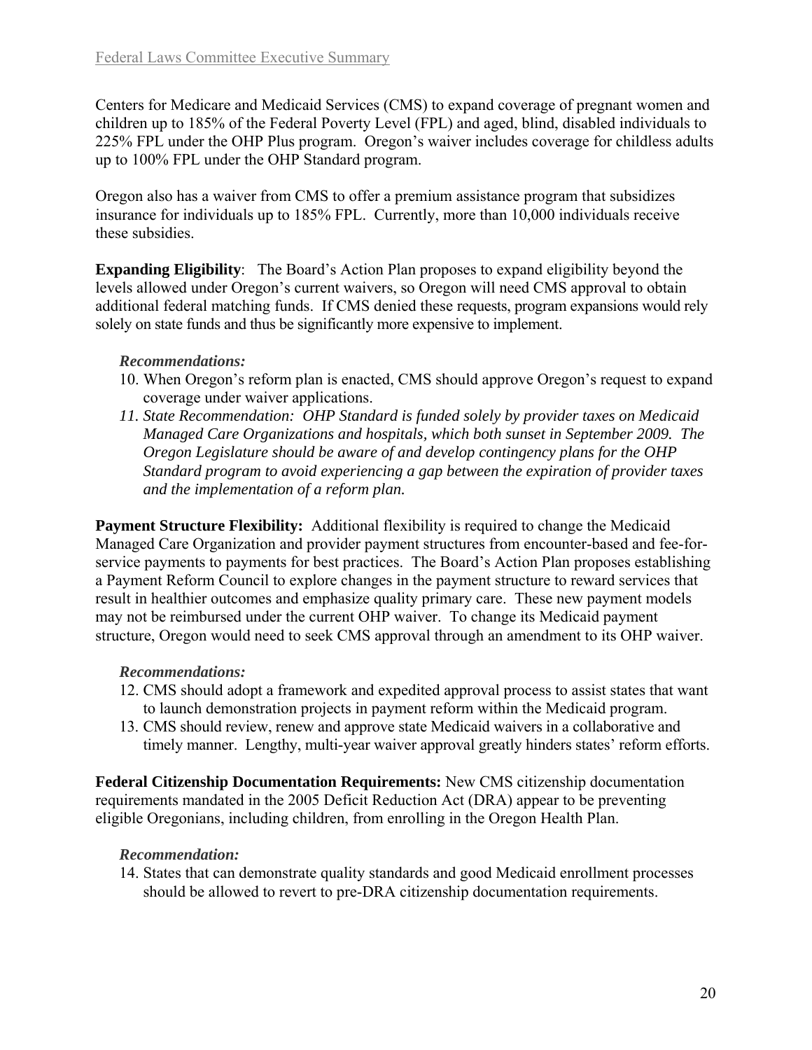Centers for Medicare and Medicaid Services (CMS) to expand coverage of pregnant women and children up to 185% of the Federal Poverty Level (FPL) and aged, blind, disabled individuals to 225% FPL under the OHP Plus program. Oregon's waiver includes coverage for childless adults up to 100% FPL under the OHP Standard program.

Oregon also has a waiver from CMS to offer a premium assistance program that subsidizes insurance for individuals up to 185% FPL. Currently, more than 10,000 individuals receive these subsidies.

**Expanding Eligibility**: The Board's Action Plan proposes to expand eligibility beyond the levels allowed under Oregon's current waivers, so Oregon will need CMS approval to obtain additional federal matching funds. If CMS denied these requests, program expansions would rely solely on state funds and thus be significantly more expensive to implement.

***Recommendations:***

10. When Oregon's reform plan is enacted, CMS should approve Oregon's request to expand coverage under waiver applications.
11. *State Recommendation: OHP Standard is funded solely by provider taxes on Medicaid Managed Care Organizations and hospitals, which both sunset in September 2009. The Oregon Legislature should be aware of and develop contingency plans for the OHP Standard program to avoid experiencing a gap between the expiration of provider taxes and the implementation of a reform plan.*

**Payment Structure Flexibility:** Additional flexibility is required to change the Medicaid Managed Care Organization and provider payment structures from encounter-based and fee-for-service payments to payments for best practices. The Board's Action Plan proposes establishing a Payment Reform Council to explore changes in the payment structure to reward services that result in healthier outcomes and emphasize quality primary care. These new payment models may not be reimbursed under the current OHP waiver. To change its Medicaid payment structure, Oregon would need to seek CMS approval through an amendment to its OHP waiver.

***Recommendations:***

12. CMS should adopt a framework and expedited approval process to assist states that want to launch demonstration projects in payment reform within the Medicaid program.
13. CMS should review, renew and approve state Medicaid waivers in a collaborative and timely manner. Lengthy, multi-year waiver approval greatly hinders states' reform efforts.

**Federal Citizenship Documentation Requirements:** New CMS citizenship documentation requirements mandated in the 2005 Deficit Reduction Act (DRA) appear to be preventing eligible Oregonians, including children, from enrolling in the Oregon Health Plan.

***Recommendation:***

14. States that can demonstrate quality standards and good Medicaid enrollment processes should be allowed to revert to pre-DRA citizenship documentation requirements.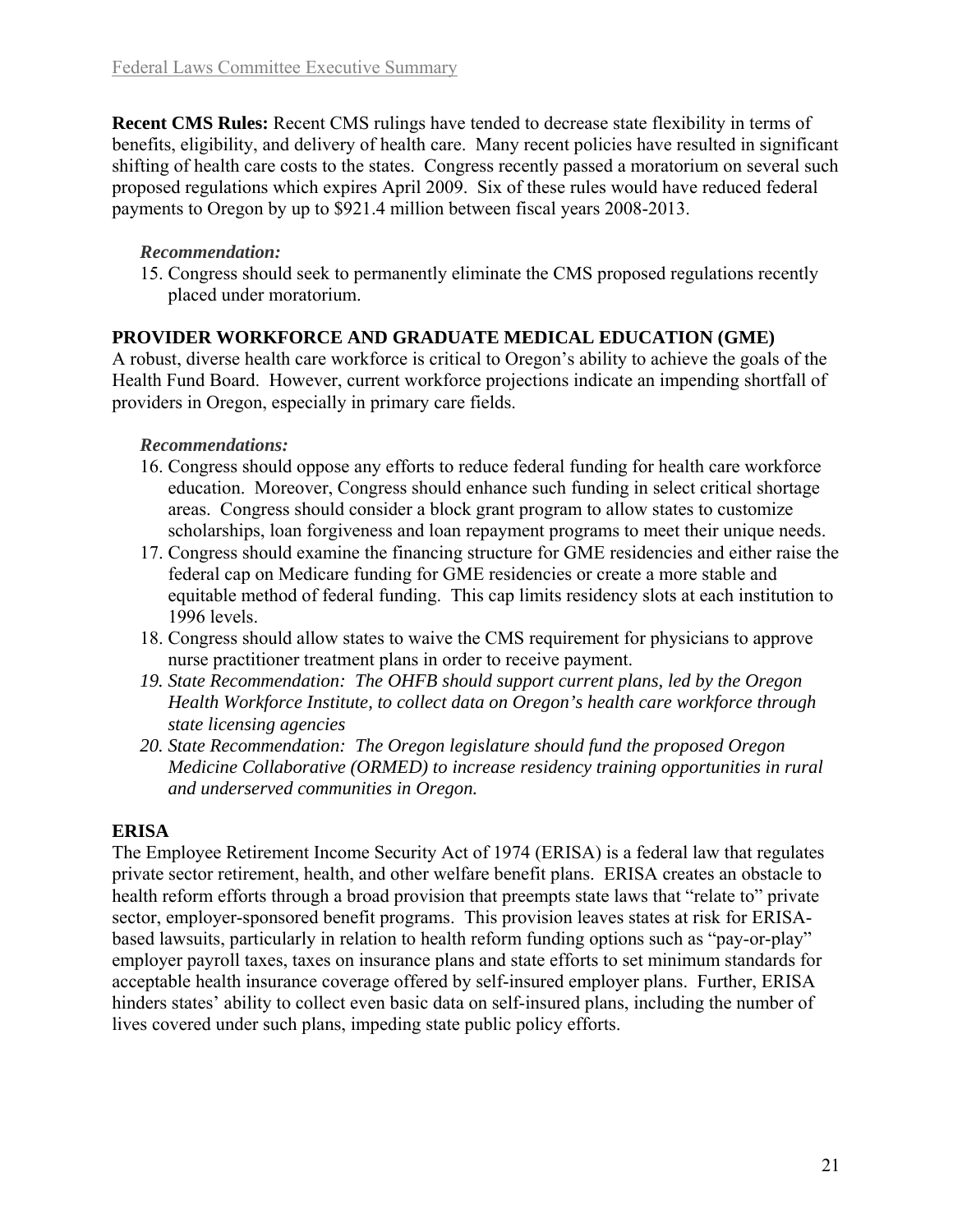**Recent CMS Rules:** Recent CMS rulings have tended to decrease state flexibility in terms of benefits, eligibility, and delivery of health care. Many recent policies have resulted in significant shifting of health care costs to the states. Congress recently passed a moratorium on several such proposed regulations which expires April 2009. Six of these rules would have reduced federal payments to Oregon by up to $921.4 million between fiscal years 2008-2013.

*Recommendation:*

15. Congress should seek to permanently eliminate the CMS proposed regulations recently placed under moratorium.

**PROVIDER WORKFORCE AND GRADUATE MEDICAL EDUCATION (GME)**

A robust, diverse health care workforce is critical to Oregon's ability to achieve the goals of the Health Fund Board. However, current workforce projections indicate an impending shortfall of providers in Oregon, especially in primary care fields.

*Recommendations:*

16. Congress should oppose any efforts to reduce federal funding for health care workforce education. Moreover, Congress should enhance such funding in select critical shortage areas. Congress should consider a block grant program to allow states to customize scholarships, loan forgiveness and loan repayment programs to meet their unique needs.
17. Congress should examine the financing structure for GME residencies and either raise the federal cap on Medicare funding for GME residencies or create a more stable and equitable method of federal funding. This cap limits residency slots at each institution to 1996 levels.
18. Congress should allow states to waive the CMS requirement for physicians to approve nurse practitioner treatment plans in order to receive payment.
19. *State Recommendation: The OHFB should support current plans, led by the Oregon Health Workforce Institute, to collect data on Oregon's health care workforce through state licensing agencies*
20. *State Recommendation: The Oregon legislature should fund the proposed Oregon Medicine Collaborative (ORMED) to increase residency training opportunities in rural and underserved communities in Oregon.*

**ERISA**

The Employee Retirement Income Security Act of 1974 (ERISA) is a federal law that regulates private sector retirement, health, and other welfare benefit plans. ERISA creates an obstacle to health reform efforts through a broad provision that preempts state laws that "relate to" private sector, employer-sponsored benefit programs. This provision leaves states at risk for ERISA-based lawsuits, particularly in relation to health reform funding options such as "pay-or-play" employer payroll taxes, taxes on insurance plans and state efforts to set minimum standards for acceptable health insurance coverage offered by self-insured employer plans. Further, ERISA hinders states' ability to collect even basic data on self-insured plans, including the number of lives covered under such plans, impeding state public policy efforts.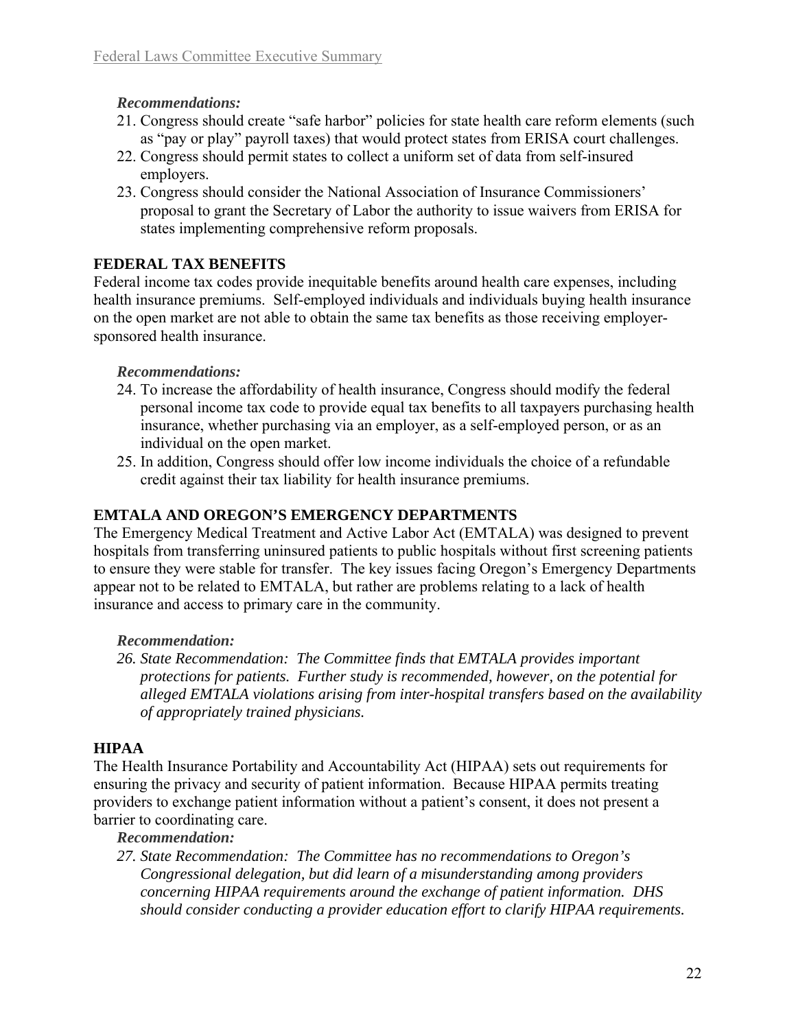*Recommendations:*

21. Congress should create "safe harbor" policies for state health care reform elements (such as "pay or play" payroll taxes) that would protect states from ERISA court challenges.
22. Congress should permit states to collect a uniform set of data from self-insured employers.
23. Congress should consider the National Association of Insurance Commissioners' proposal to grant the Secretary of Labor the authority to issue waivers from ERISA for states implementing comprehensive reform proposals.

## FEDERAL TAX BENEFITS

Federal income tax codes provide inequitable benefits around health care expenses, including health insurance premiums. Self-employed individuals and individuals buying health insurance on the open market are not able to obtain the same tax benefits as those receiving employer-sponsored health insurance.

*Recommendations:*

24. To increase the affordability of health insurance, Congress should modify the federal personal income tax code to provide equal tax benefits to all taxpayers purchasing health insurance, whether purchasing via an employer, as a self-employed person, or as an individual on the open market.
25. In addition, Congress should offer low income individuals the choice of a refundable credit against their tax liability for health insurance premiums.

## EMTALA AND OREGON'S EMERGENCY DEPARTMENTS

The Emergency Medical Treatment and Active Labor Act (EMTALA) was designed to prevent hospitals from transferring uninsured patients to public hospitals without first screening patients to ensure they were stable for transfer. The key issues facing Oregon's Emergency Departments appear not to be related to EMTALA, but rather are problems relating to a lack of health insurance and access to primary care in the community.

*Recommendation:*

26. *State Recommendation: The Committee finds that EMTALA provides important protections for patients. Further study is recommended, however, on the potential for alleged EMTALA violations arising from inter-hospital transfers based on the availability of appropriately trained physicians.*

## HIPAA

The Health Insurance Portability and Accountability Act (HIPAA) sets out requirements for ensuring the privacy and security of patient information. Because HIPAA permits treating providers to exchange patient information without a patient's consent, it does not present a barrier to coordinating care.

*Recommendation:*

27. *State Recommendation: The Committee has no recommendations to Oregon's Congressional delegation, but did learn of a misunderstanding among providers concerning HIPAA requirements around the exchange of patient information. DHS should consider conducting a provider education effort to clarify HIPAA requirements.*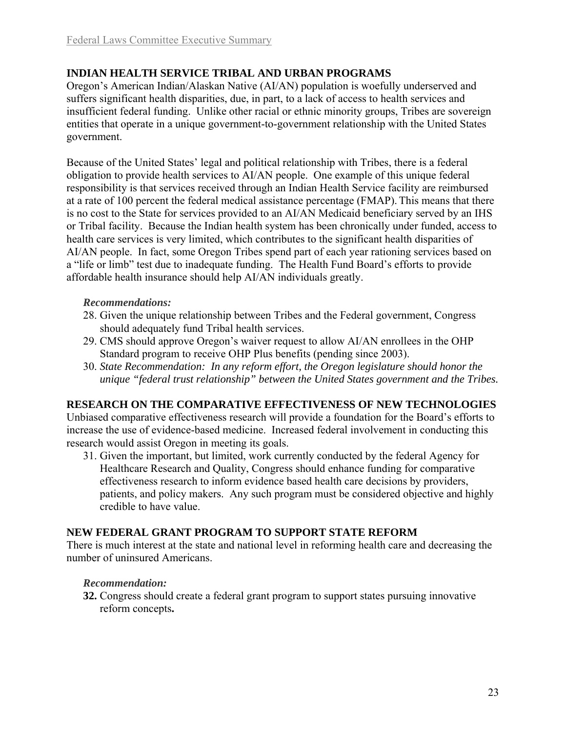## INDIAN HEALTH SERVICE TRIBAL AND URBAN PROGRAMS

Oregon's American Indian/Alaskan Native (AI/AN) population is woefully underserved and suffers significant health disparities, due, in part, to a lack of access to health services and insufficient federal funding. Unlike other racial or ethnic minority groups, Tribes are sovereign entities that operate in a unique government-to-government relationship with the United States government.

Because of the United States' legal and political relationship with Tribes, there is a federal obligation to provide health services to AI/AN people. One example of this unique federal responsibility is that services received through an Indian Health Service facility are reimbursed at a rate of 100 percent the federal medical assistance percentage (FMAP). This means that there is no cost to the State for services provided to an AI/AN Medicaid beneficiary served by an IHS or Tribal facility. Because the Indian health system has been chronically under funded, access to health care services is very limited, which contributes to the significant health disparities of AI/AN people. In fact, some Oregon Tribes spend part of each year rationing services based on a "life or limb" test due to inadequate funding. The Health Fund Board's efforts to provide affordable health insurance should help AI/AN individuals greatly.

***Recommendations:***

28. Given the unique relationship between Tribes and the Federal government, Congress should adequately fund Tribal health services.
29. CMS should approve Oregon's waiver request to allow AI/AN enrollees in the OHP Standard program to receive OHP Plus benefits (pending since 2003).
30. *State Recommendation: In any reform effort, the Oregon legislature should honor the unique "federal trust relationship" between the United States government and the Tribes.*

## RESEARCH ON THE COMPARATIVE EFFECTIVENESS OF NEW TECHNOLOGIES

Unbiased comparative effectiveness research will provide a foundation for the Board's efforts to increase the use of evidence-based medicine. Increased federal involvement in conducting this research would assist Oregon in meeting its goals.

31. Given the important, but limited, work currently conducted by the federal Agency for Healthcare Research and Quality, Congress should enhance funding for comparative effectiveness research to inform evidence based health care decisions by providers, patients, and policy makers. Any such program must be considered objective and highly credible to have value.

## NEW FEDERAL GRANT PROGRAM TO SUPPORT STATE REFORM

There is much interest at the state and national level in reforming health care and decreasing the number of uninsured Americans.

***Recommendation:***

**32.** Congress should create a federal grant program to support states pursuing innovative reform concepts**.**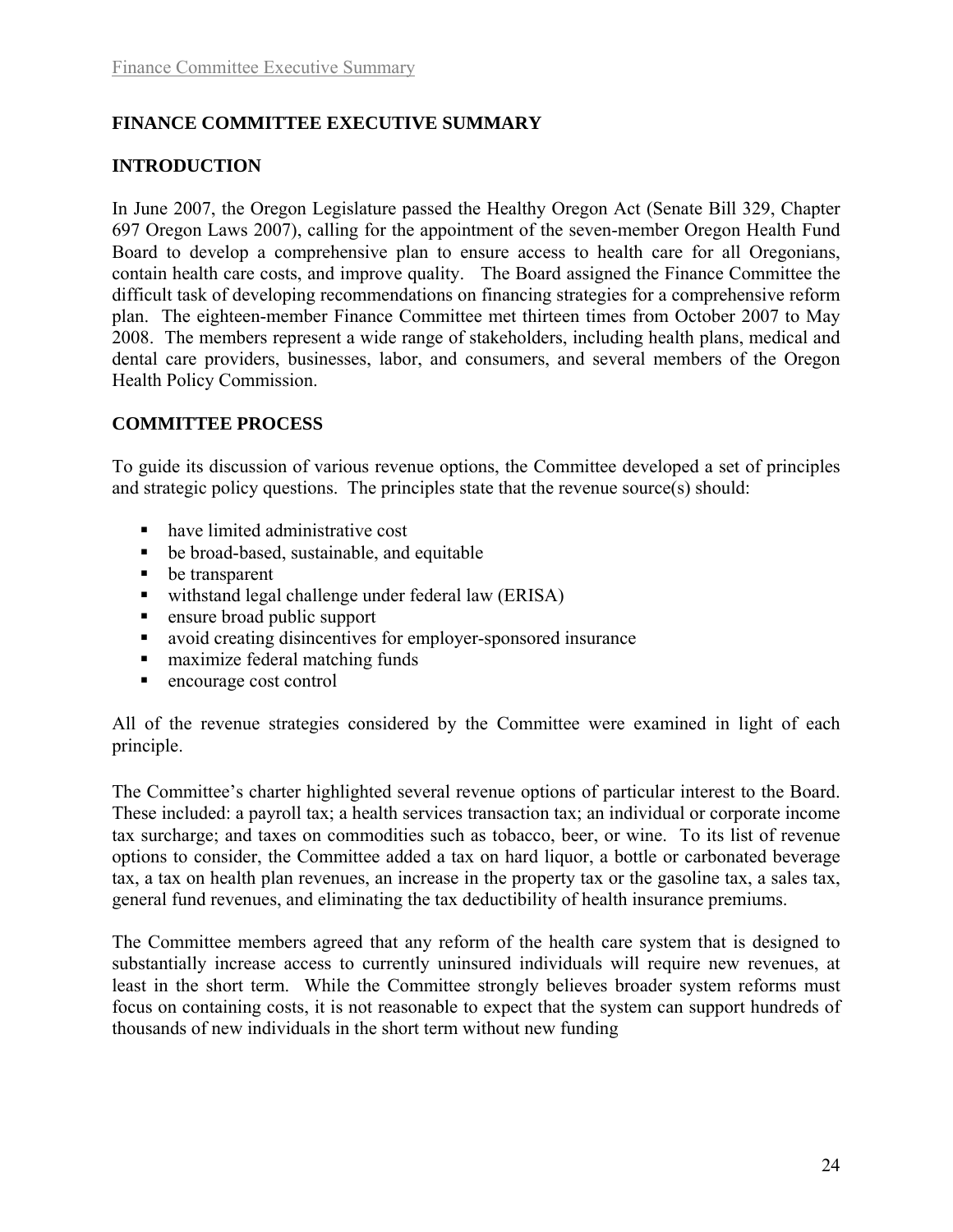# FINANCE COMMITTEE EXECUTIVE SUMMARY

## INTRODUCTION

In June 2007, the Oregon Legislature passed the Healthy Oregon Act (Senate Bill 329, Chapter 697 Oregon Laws 2007), calling for the appointment of the seven-member Oregon Health Fund Board to develop a comprehensive plan to ensure access to health care for all Oregonians, contain health care costs, and improve quality. The Board assigned the Finance Committee the difficult task of developing recommendations on financing strategies for a comprehensive reform plan. The eighteen-member Finance Committee met thirteen times from October 2007 to May 2008. The members represent a wide range of stakeholders, including health plans, medical and dental care providers, businesses, labor, and consumers, and several members of the Oregon Health Policy Commission.

## COMMITTEE PROCESS

To guide its discussion of various revenue options, the Committee developed a set of principles and strategic policy questions. The principles state that the revenue source(s) should:

- have limited administrative cost
- be broad-based, sustainable, and equitable
- be transparent
- withstand legal challenge under federal law (ERISA)
- ensure broad public support
- avoid creating disincentives for employer-sponsored insurance
- maximize federal matching funds
- encourage cost control

All of the revenue strategies considered by the Committee were examined in light of each principle.

The Committee's charter highlighted several revenue options of particular interest to the Board. These included: a payroll tax; a health services transaction tax; an individual or corporate income tax surcharge; and taxes on commodities such as tobacco, beer, or wine. To its list of revenue options to consider, the Committee added a tax on hard liquor, a bottle or carbonated beverage tax, a tax on health plan revenues, an increase in the property tax or the gasoline tax, a sales tax, general fund revenues, and eliminating the tax deductibility of health insurance premiums.

The Committee members agreed that any reform of the health care system that is designed to substantially increase access to currently uninsured individuals will require new revenues, at least in the short term. While the Committee strongly believes broader system reforms must focus on containing costs, it is not reasonable to expect that the system can support hundreds of thousands of new individuals in the short term without new funding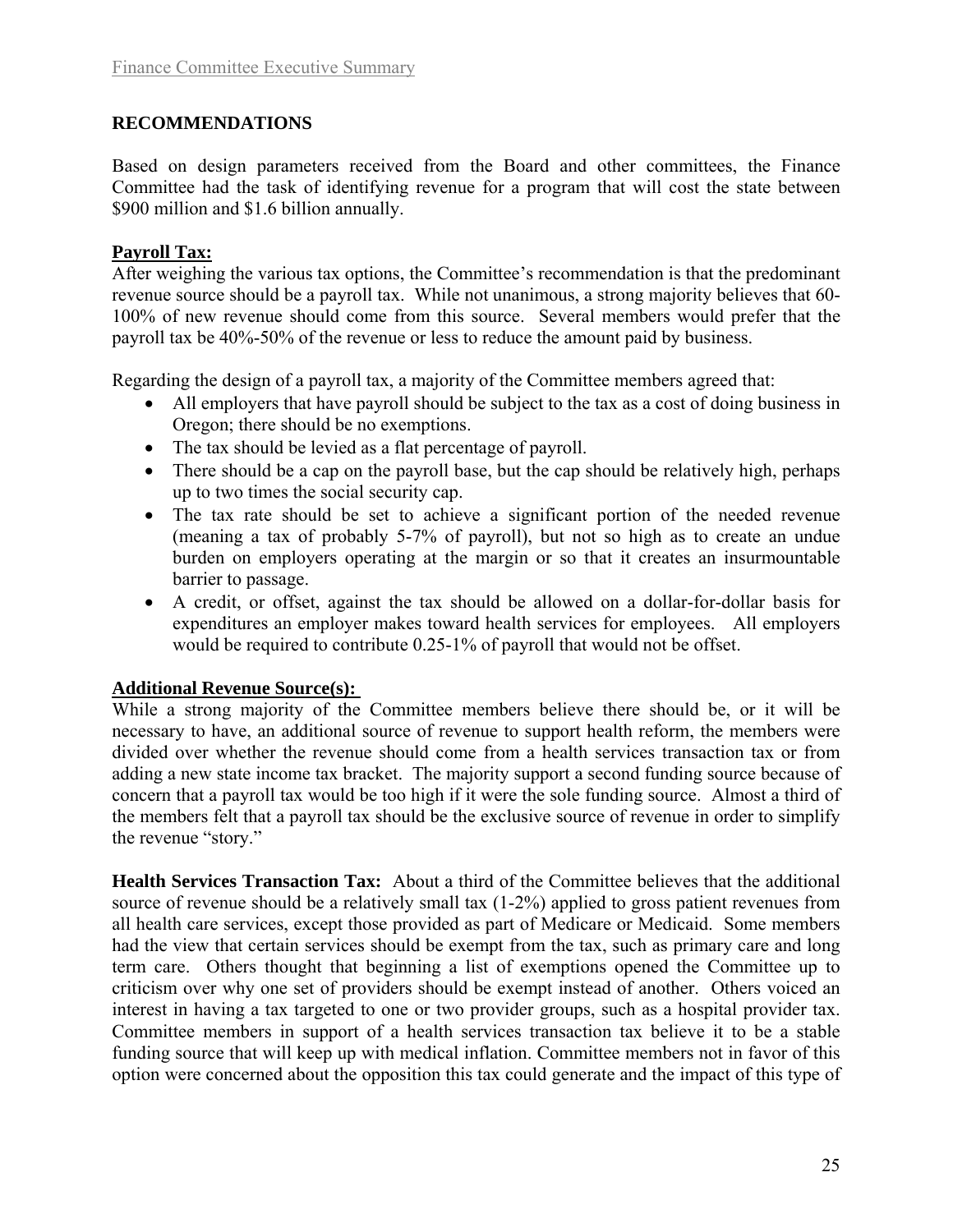## RECOMMENDATIONS

Based on design parameters received from the Board and other committees, the Finance Committee had the task of identifying revenue for a program that will cost the state between \$900 million and \$1.6 billion annually.

**Payroll Tax:**

After weighing the various tax options, the Committee's recommendation is that the predominant revenue source should be a payroll tax. While not unanimous, a strong majority believes that 60-100% of new revenue should come from this source. Several members would prefer that the payroll tax be 40%-50% of the revenue or less to reduce the amount paid by business.

Regarding the design of a payroll tax, a majority of the Committee members agreed that:

- All employers that have payroll should be subject to the tax as a cost of doing business in Oregon; there should be no exemptions.
- The tax should be levied as a flat percentage of payroll.
- There should be a cap on the payroll base, but the cap should be relatively high, perhaps up to two times the social security cap.
- The tax rate should be set to achieve a significant portion of the needed revenue (meaning a tax of probably 5-7% of payroll), but not so high as to create an undue burden on employers operating at the margin or so that it creates an insurmountable barrier to passage.
- A credit, or offset, against the tax should be allowed on a dollar-for-dollar basis for expenditures an employer makes toward health services for employees. All employers would be required to contribute 0.25-1% of payroll that would not be offset.

**Additional Revenue Source(s):**

While a strong majority of the Committee members believe there should be, or it will be necessary to have, an additional source of revenue to support health reform, the members were divided over whether the revenue should come from a health services transaction tax or from adding a new state income tax bracket. The majority support a second funding source because of concern that a payroll tax would be too high if it were the sole funding source. Almost a third of the members felt that a payroll tax should be the exclusive source of revenue in order to simplify the revenue "story."

**Health Services Transaction Tax:** About a third of the Committee believes that the additional source of revenue should be a relatively small tax (1-2%) applied to gross patient revenues from all health care services, except those provided as part of Medicare or Medicaid. Some members had the view that certain services should be exempt from the tax, such as primary care and long term care. Others thought that beginning a list of exemptions opened the Committee up to criticism over why one set of providers should be exempt instead of another. Others voiced an interest in having a tax targeted to one or two provider groups, such as a hospital provider tax. Committee members in support of a health services transaction tax believe it to be a stable funding source that will keep up with medical inflation. Committee members not in favor of this option were concerned about the opposition this tax could generate and the impact of this type of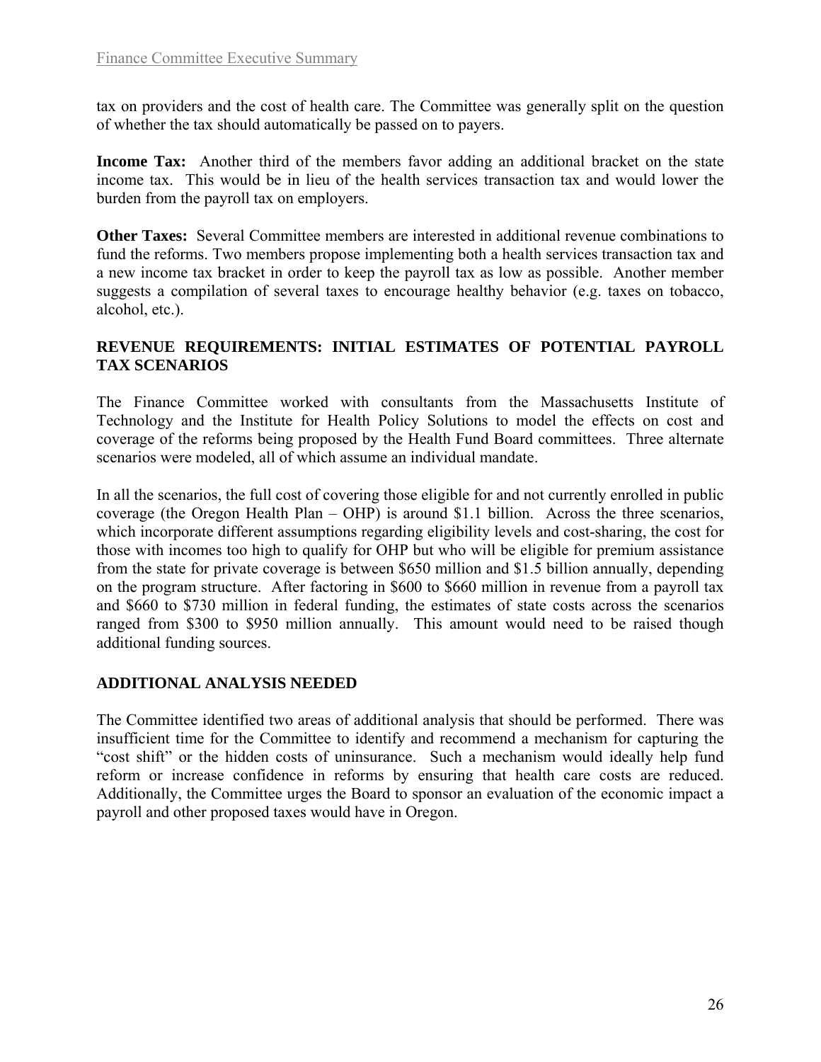tax on providers and the cost of health care. The Committee was generally split on the question of whether the tax should automatically be passed on to payers.

**Income Tax:** Another third of the members favor adding an additional bracket on the state income tax. This would be in lieu of the health services transaction tax and would lower the burden from the payroll tax on employers.

**Other Taxes:** Several Committee members are interested in additional revenue combinations to fund the reforms. Two members propose implementing both a health services transaction tax and a new income tax bracket in order to keep the payroll tax as low as possible. Another member suggests a compilation of several taxes to encourage healthy behavior (e.g. taxes on tobacco, alcohol, etc.).

## REVENUE REQUIREMENTS: INITIAL ESTIMATES OF POTENTIAL PAYROLL TAX SCENARIOS

The Finance Committee worked with consultants from the Massachusetts Institute of Technology and the Institute for Health Policy Solutions to model the effects on cost and coverage of the reforms being proposed by the Health Fund Board committees. Three alternate scenarios were modeled, all of which assume an individual mandate.

In all the scenarios, the full cost of covering those eligible for and not currently enrolled in public coverage (the Oregon Health Plan – OHP) is around $1.1 billion. Across the three scenarios, which incorporate different assumptions regarding eligibility levels and cost-sharing, the cost for those with incomes too high to qualify for OHP but who will be eligible for premium assistance from the state for private coverage is between $650 million and $1.5 billion annually, depending on the program structure. After factoring in $600 to $660 million in revenue from a payroll tax and $660 to $730 million in federal funding, the estimates of state costs across the scenarios ranged from $300 to $950 million annually. This amount would need to be raised though additional funding sources.

## ADDITIONAL ANALYSIS NEEDED

The Committee identified two areas of additional analysis that should be performed. There was insufficient time for the Committee to identify and recommend a mechanism for capturing the "cost shift" or the hidden costs of uninsurance. Such a mechanism would ideally help fund reform or increase confidence in reforms by ensuring that health care costs are reduced. Additionally, the Committee urges the Board to sponsor an evaluation of the economic impact a payroll and other proposed taxes would have in Oregon.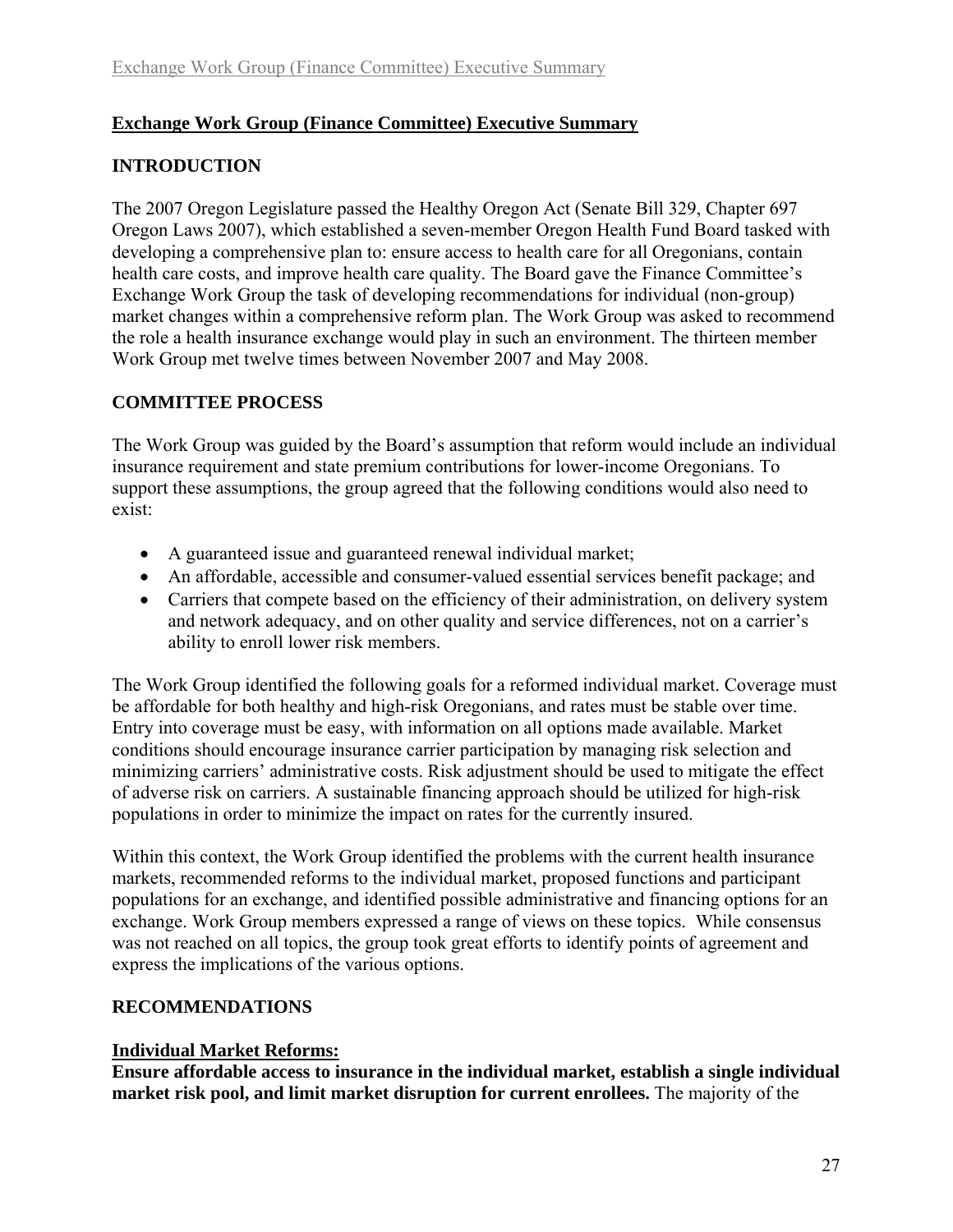## Exchange Work Group (Finance Committee) Executive Summary

### INTRODUCTION

The 2007 Oregon Legislature passed the Healthy Oregon Act (Senate Bill 329, Chapter 697 Oregon Laws 2007), which established a seven-member Oregon Health Fund Board tasked with developing a comprehensive plan to: ensure access to health care for all Oregonians, contain health care costs, and improve health care quality. The Board gave the Finance Committee's Exchange Work Group the task of developing recommendations for individual (non-group) market changes within a comprehensive reform plan. The Work Group was asked to recommend the role a health insurance exchange would play in such an environment. The thirteen member Work Group met twelve times between November 2007 and May 2008.

### COMMITTEE PROCESS

The Work Group was guided by the Board's assumption that reform would include an individual insurance requirement and state premium contributions for lower-income Oregonians. To support these assumptions, the group agreed that the following conditions would also need to exist:

- A guaranteed issue and guaranteed renewal individual market;
- An affordable, accessible and consumer-valued essential services benefit package; and
- Carriers that compete based on the efficiency of their administration, on delivery system and network adequacy, and on other quality and service differences, not on a carrier's ability to enroll lower risk members.

The Work Group identified the following goals for a reformed individual market. Coverage must be affordable for both healthy and high-risk Oregonians, and rates must be stable over time. Entry into coverage must be easy, with information on all options made available. Market conditions should encourage insurance carrier participation by managing risk selection and minimizing carriers' administrative costs. Risk adjustment should be used to mitigate the effect of adverse risk on carriers. A sustainable financing approach should be utilized for high-risk populations in order to minimize the impact on rates for the currently insured.

Within this context, the Work Group identified the problems with the current health insurance markets, recommended reforms to the individual market, proposed functions and participant populations for an exchange, and identified possible administrative and financing options for an exchange. Work Group members expressed a range of views on these topics. While consensus was not reached on all topics, the group took great efforts to identify points of agreement and express the implications of the various options.

### RECOMMENDATIONS

#### Individual Market Reforms:

**Ensure affordable access to insurance in the individual market, establish a single individual market risk pool, and limit market disruption for current enrollees.** The majority of the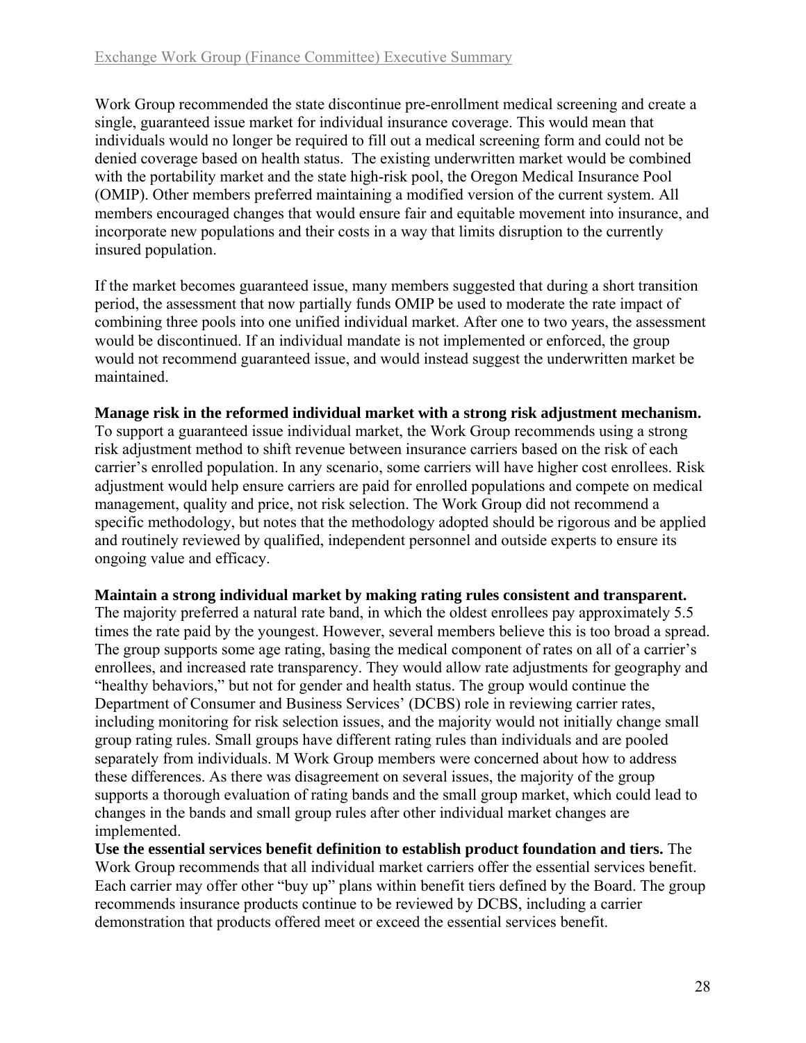Work Group recommended the state discontinue pre-enrollment medical screening and create a single, guaranteed issue market for individual insurance coverage. This would mean that individuals would no longer be required to fill out a medical screening form and could not be denied coverage based on health status. The existing underwritten market would be combined with the portability market and the state high-risk pool, the Oregon Medical Insurance Pool (OMIP). Other members preferred maintaining a modified version of the current system. All members encouraged changes that would ensure fair and equitable movement into insurance, and incorporate new populations and their costs in a way that limits disruption to the currently insured population.

If the market becomes guaranteed issue, many members suggested that during a short transition period, the assessment that now partially funds OMIP be used to moderate the rate impact of combining three pools into one unified individual market. After one to two years, the assessment would be discontinued. If an individual mandate is not implemented or enforced, the group would not recommend guaranteed issue, and would instead suggest the underwritten market be maintained.

**Manage risk in the reformed individual market with a strong risk adjustment mechanism.** To support a guaranteed issue individual market, the Work Group recommends using a strong risk adjustment method to shift revenue between insurance carriers based on the risk of each carrier's enrolled population. In any scenario, some carriers will have higher cost enrollees. Risk adjustment would help ensure carriers are paid for enrolled populations and compete on medical management, quality and price, not risk selection. The Work Group did not recommend a specific methodology, but notes that the methodology adopted should be rigorous and be applied and routinely reviewed by qualified, independent personnel and outside experts to ensure its ongoing value and efficacy.

**Maintain a strong individual market by making rating rules consistent and transparent.** The majority preferred a natural rate band, in which the oldest enrollees pay approximately 5.5 times the rate paid by the youngest. However, several members believe this is too broad a spread. The group supports some age rating, basing the medical component of rates on all of a carrier's enrollees, and increased rate transparency. They would allow rate adjustments for geography and "healthy behaviors," but not for gender and health status. The group would continue the Department of Consumer and Business Services' (DCBS) role in reviewing carrier rates, including monitoring for risk selection issues, and the majority would not initially change small group rating rules. Small groups have different rating rules than individuals and are pooled separately from individuals. M Work Group members were concerned about how to address these differences. As there was disagreement on several issues, the majority of the group supports a thorough evaluation of rating bands and the small group market, which could lead to changes in the bands and small group rules after other individual market changes are implemented.

**Use the essential services benefit definition to establish product foundation and tiers.** The Work Group recommends that all individual market carriers offer the essential services benefit. Each carrier may offer other "buy up" plans within benefit tiers defined by the Board. The group recommends insurance products continue to be reviewed by DCBS, including a carrier demonstration that products offered meet or exceed the essential services benefit.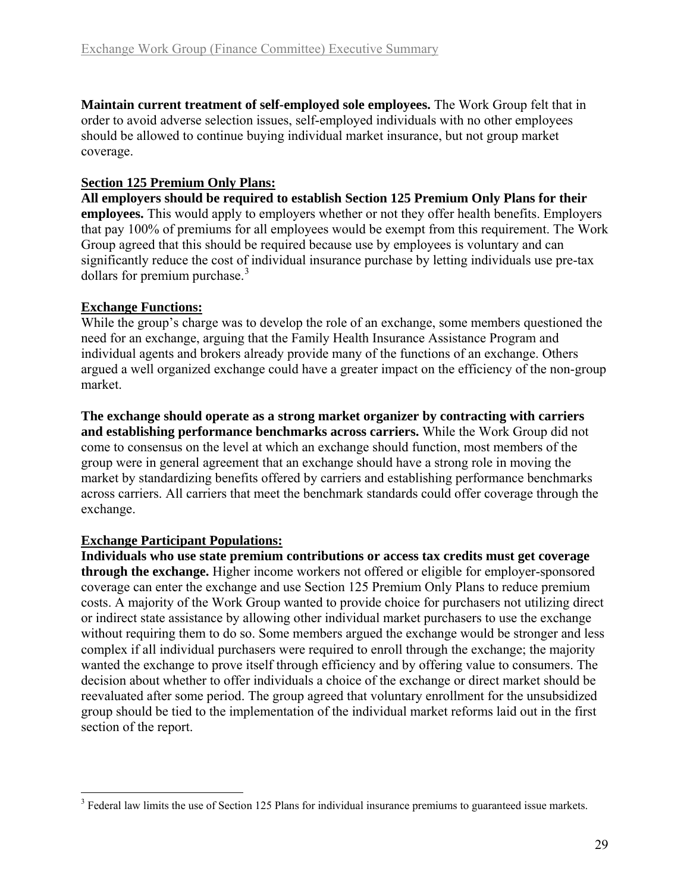**Maintain current treatment of self-employed sole employees.** The Work Group felt that in order to avoid adverse selection issues, self-employed individuals with no other employees should be allowed to continue buying individual market insurance, but not group market coverage.

**Section 125 Premium Only Plans:**

**All employers should be required to establish Section 125 Premium Only Plans for their employees.** This would apply to employers whether or not they offer health benefits. Employers that pay 100% of premiums for all employees would be exempt from this requirement. The Work Group agreed that this should be required because use by employees is voluntary and can significantly reduce the cost of individual insurance purchase by letting individuals use pre-tax dollars for premium purchase.[3]

**Exchange Functions:**

While the group's charge was to develop the role of an exchange, some members questioned the need for an exchange, arguing that the Family Health Insurance Assistance Program and individual agents and brokers already provide many of the functions of an exchange. Others argued a well organized exchange could have a greater impact on the efficiency of the non-group market.

**The exchange should operate as a strong market organizer by contracting with carriers and establishing performance benchmarks across carriers.** While the Work Group did not come to consensus on the level at which an exchange should function, most members of the group were in general agreement that an exchange should have a strong role in moving the market by standardizing benefits offered by carriers and establishing performance benchmarks across carriers. All carriers that meet the benchmark standards could offer coverage through the exchange.

**Exchange Participant Populations:**

**Individuals who use state premium contributions or access tax credits must get coverage through the exchange.** Higher income workers not offered or eligible for employer-sponsored coverage can enter the exchange and use Section 125 Premium Only Plans to reduce premium costs. A majority of the Work Group wanted to provide choice for purchasers not utilizing direct or indirect state assistance by allowing other individual market purchasers to use the exchange without requiring them to do so. Some members argued the exchange would be stronger and less complex if all individual purchasers were required to enroll through the exchange; the majority wanted the exchange to prove itself through efficiency and by offering value to consumers. The decision about whether to offer individuals a choice of the exchange or direct market should be reevaluated after some period. The group agreed that voluntary enrollment for the unsubsidized group should be tied to the implementation of the individual market reforms laid out in the first section of the report.

---

[3] Federal law limits the use of Section 125 Plans for individual insurance premiums to guaranteed issue markets.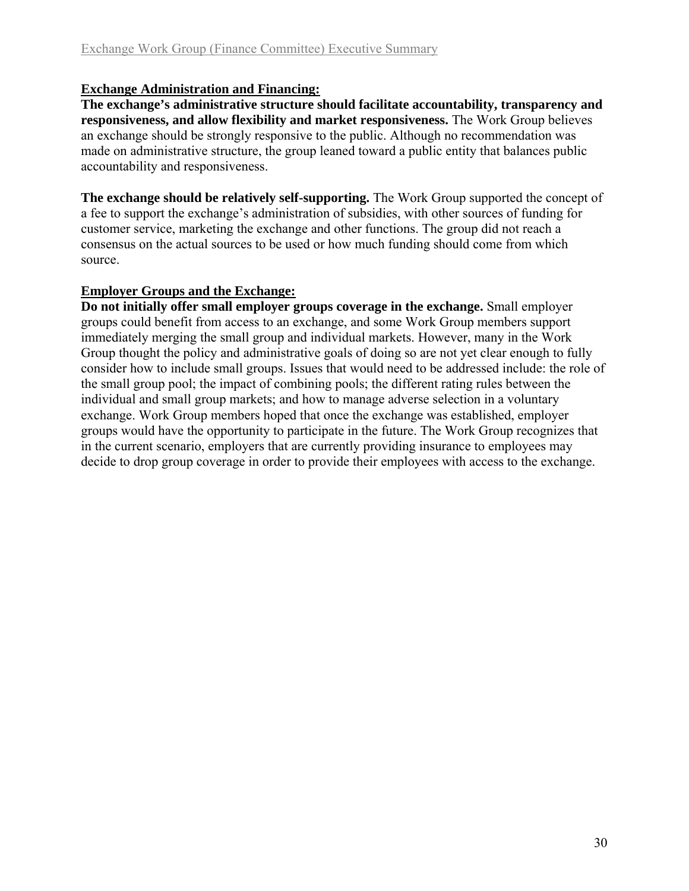**<u>Exchange Administration and Financing:</u>**

**The exchange's administrative structure should facilitate accountability, transparency and responsiveness, and allow flexibility and market responsiveness.** The Work Group believes an exchange should be strongly responsive to the public. Although no recommendation was made on administrative structure, the group leaned toward a public entity that balances public accountability and responsiveness.

**The exchange should be relatively self-supporting.** The Work Group supported the concept of a fee to support the exchange's administration of subsidies, with other sources of funding for customer service, marketing the exchange and other functions. The group did not reach a consensus on the actual sources to be used or how much funding should come from which source.

**<u>Employer Groups and the Exchange:</u>**

**Do not initially offer small employer groups coverage in the exchange.** Small employer groups could benefit from access to an exchange, and some Work Group members support immediately merging the small group and individual markets. However, many in the Work Group thought the policy and administrative goals of doing so are not yet clear enough to fully consider how to include small groups. Issues that would need to be addressed include: the role of the small group pool; the impact of combining pools; the different rating rules between the individual and small group markets; and how to manage adverse selection in a voluntary exchange. Work Group members hoped that once the exchange was established, employer groups would have the opportunity to participate in the future. The Work Group recognizes that in the current scenario, employers that are currently providing insurance to employees may decide to drop group coverage in order to provide their employees with access to the exchange.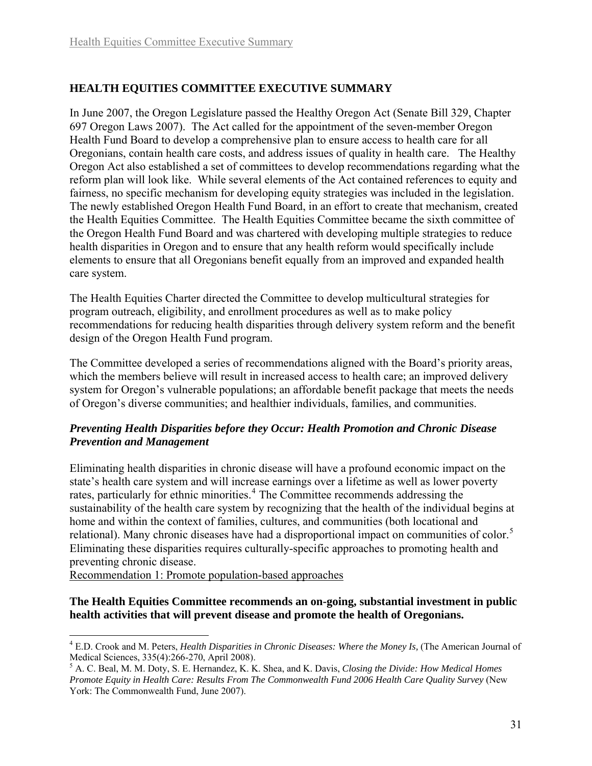## HEALTH EQUITIES COMMITTEE EXECUTIVE SUMMARY

In June 2007, the Oregon Legislature passed the Healthy Oregon Act (Senate Bill 329, Chapter 697 Oregon Laws 2007). The Act called for the appointment of the seven-member Oregon Health Fund Board to develop a comprehensive plan to ensure access to health care for all Oregonians, contain health care costs, and address issues of quality in health care. The Healthy Oregon Act also established a set of committees to develop recommendations regarding what the reform plan will look like. While several elements of the Act contained references to equity and fairness, no specific mechanism for developing equity strategies was included in the legislation. The newly established Oregon Health Fund Board, in an effort to create that mechanism, created the Health Equities Committee. The Health Equities Committee became the sixth committee of the Oregon Health Fund Board and was chartered with developing multiple strategies to reduce health disparities in Oregon and to ensure that any health reform would specifically include elements to ensure that all Oregonians benefit equally from an improved and expanded health care system.

The Health Equities Charter directed the Committee to develop multicultural strategies for program outreach, eligibility, and enrollment procedures as well as to make policy recommendations for reducing health disparities through delivery system reform and the benefit design of the Oregon Health Fund program.

The Committee developed a series of recommendations aligned with the Board's priority areas, which the members believe will result in increased access to health care; an improved delivery system for Oregon's vulnerable populations; an affordable benefit package that meets the needs of Oregon's diverse communities; and healthier individuals, families, and communities.

### *Preventing Health Disparities before they Occur: Health Promotion and Chronic Disease Prevention and Management*

Eliminating health disparities in chronic disease will have a profound economic impact on the state's health care system and will increase earnings over a lifetime as well as lower poverty rates, particularly for ethnic minorities.[4] The Committee recommends addressing the sustainability of the health care system by recognizing that the health of the individual begins at home and within the context of families, cultures, and communities (both locational and relational). Many chronic diseases have had a disproportional impact on communities of color.[5] Eliminating these disparities requires culturally-specific approaches to promoting health and preventing chronic disease.

<u>Recommendation 1: Promote population-based approaches</u>

**The Health Equities Committee recommends an on-going, substantial investment in public health activities that will prevent disease and promote the health of Oregonians.**

---

[4] E.D. Crook and M. Peters, *Health Disparities in Chronic Diseases: Where the Money Is,* (The American Journal of Medical Sciences, 335(4):266-270, April 2008).

[5] A. C. Beal, M. M. Doty, S. E. Hernandez, K. K. Shea, and K. Davis, *Closing the Divide: How Medical Homes Promote Equity in Health Care: Results From The Commonwealth Fund 2006 Health Care Quality Survey* (New York: The Commonwealth Fund, June 2007).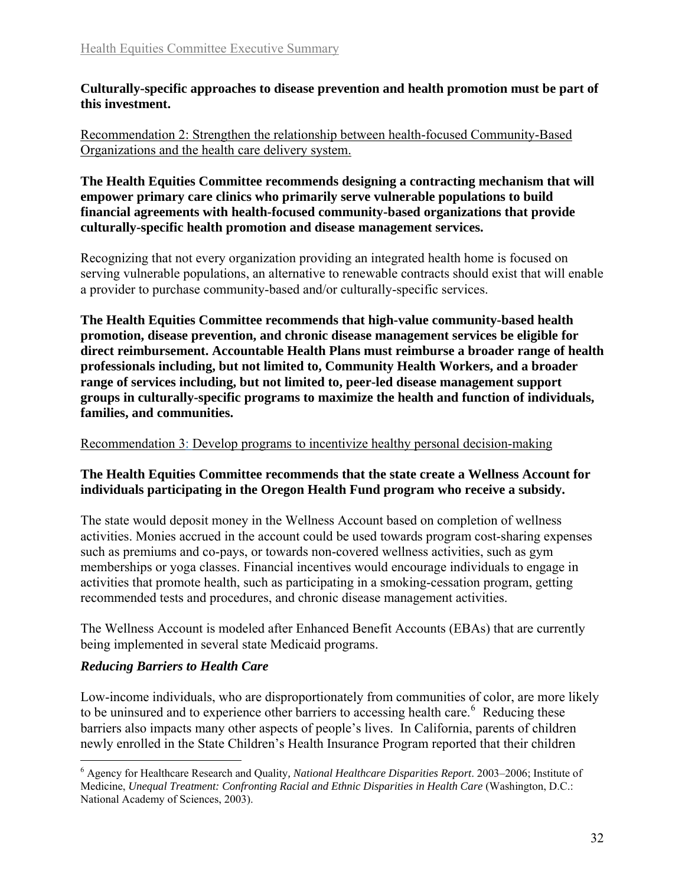**Culturally-specific approaches to disease prevention and health promotion must be part of this investment.**

Recommendation 2: Strengthen the relationship between health-focused Community-Based Organizations and the health care delivery system.

**The Health Equities Committee recommends designing a contracting mechanism that will empower primary care clinics who primarily serve vulnerable populations to build financial agreements with health-focused community-based organizations that provide culturally-specific health promotion and disease management services.**

Recognizing that not every organization providing an integrated health home is focused on serving vulnerable populations, an alternative to renewable contracts should exist that will enable a provider to purchase community-based and/or culturally-specific services.

**The Health Equities Committee recommends that high-value community-based health promotion, disease prevention, and chronic disease management services be eligible for direct reimbursement. Accountable Health Plans must reimburse a broader range of health professionals including, but not limited to, Community Health Workers, and a broader range of services including, but not limited to, peer-led disease management support groups in culturally-specific programs to maximize the health and function of individuals, families, and communities.**

Recommendation 3: Develop programs to incentivize healthy personal decision-making

**The Health Equities Committee recommends that the state create a Wellness Account for individuals participating in the Oregon Health Fund program who receive a subsidy.**

The state would deposit money in the Wellness Account based on completion of wellness activities. Monies accrued in the account could be used towards program cost-sharing expenses such as premiums and co-pays, or towards non-covered wellness activities, such as gym memberships or yoga classes. Financial incentives would encourage individuals to engage in activities that promote health, such as participating in a smoking-cessation program, getting recommended tests and procedures, and chronic disease management activities.

The Wellness Account is modeled after Enhanced Benefit Accounts (EBAs) that are currently being implemented in several state Medicaid programs.

***Reducing Barriers to Health Care***

Low-income individuals, who are disproportionately from communities of color, are more likely to be uninsured and to experience other barriers to accessing health care.[6] Reducing these barriers also impacts many other aspects of people's lives. In California, parents of children newly enrolled in the State Children's Health Insurance Program reported that their children

[6] Agency for Healthcare Research and Quality, *National Healthcare Disparities Report*. 2003–2006; Institute of Medicine, *Unequal Treatment: Confronting Racial and Ethnic Disparities in Health Care* (Washington, D.C.: National Academy of Sciences, 2003).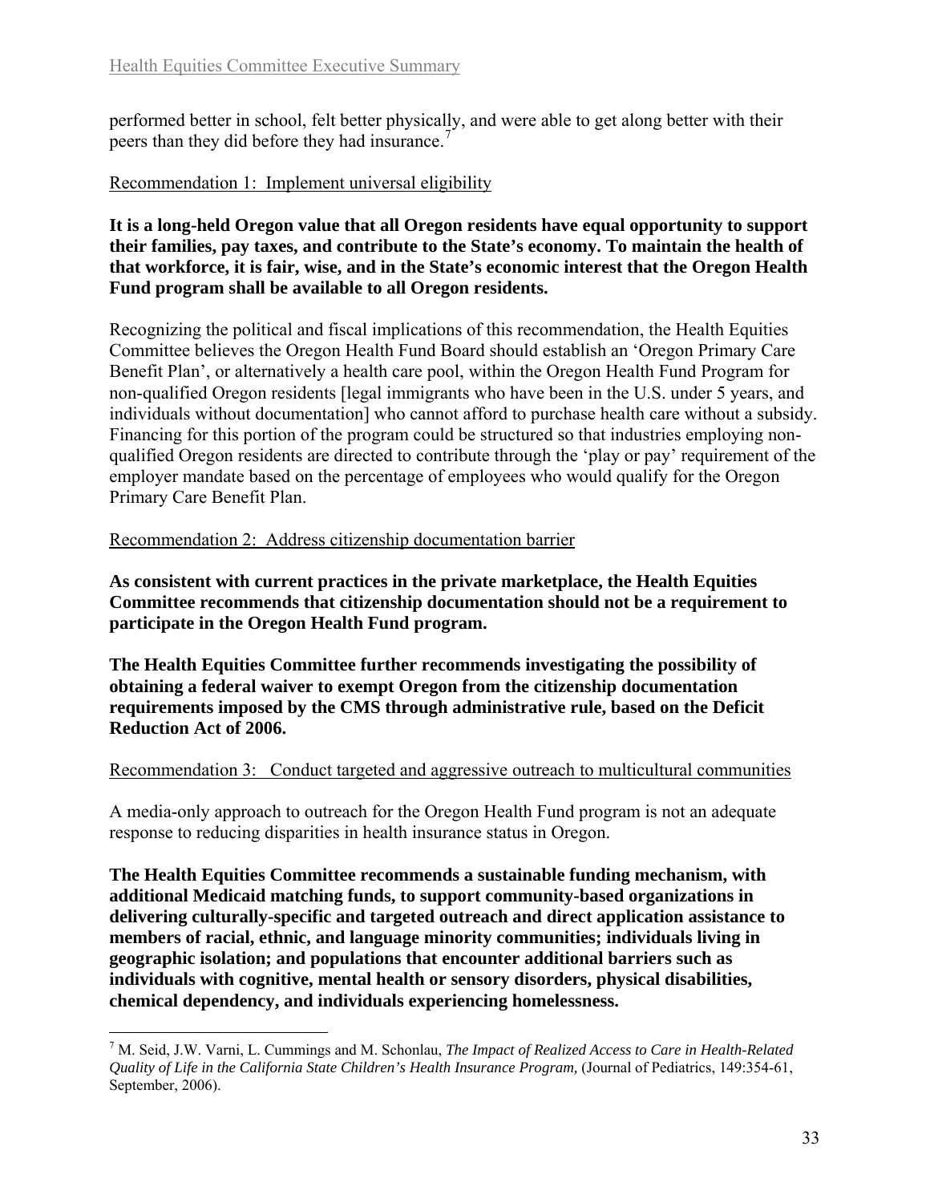performed better in school, felt better physically, and were able to get along better with their peers than they did before they had insurance.[7]

Recommendation 1: Implement universal eligibility

**It is a long-held Oregon value that all Oregon residents have equal opportunity to support their families, pay taxes, and contribute to the State's economy. To maintain the health of that workforce, it is fair, wise, and in the State's economic interest that the Oregon Health Fund program shall be available to all Oregon residents.**

Recognizing the political and fiscal implications of this recommendation, the Health Equities Committee believes the Oregon Health Fund Board should establish an 'Oregon Primary Care Benefit Plan', or alternatively a health care pool, within the Oregon Health Fund Program for non-qualified Oregon residents [legal immigrants who have been in the U.S. under 5 years, and individuals without documentation] who cannot afford to purchase health care without a subsidy. Financing for this portion of the program could be structured so that industries employing non-qualified Oregon residents are directed to contribute through the 'play or pay' requirement of the employer mandate based on the percentage of employees who would qualify for the Oregon Primary Care Benefit Plan.

Recommendation 2: Address citizenship documentation barrier

**As consistent with current practices in the private marketplace, the Health Equities Committee recommends that citizenship documentation should not be a requirement to participate in the Oregon Health Fund program.**

**The Health Equities Committee further recommends investigating the possibility of obtaining a federal waiver to exempt Oregon from the citizenship documentation requirements imposed by the CMS through administrative rule, based on the Deficit Reduction Act of 2006.**

Recommendation 3: Conduct targeted and aggressive outreach to multicultural communities

A media-only approach to outreach for the Oregon Health Fund program is not an adequate response to reducing disparities in health insurance status in Oregon.

**The Health Equities Committee recommends a sustainable funding mechanism, with additional Medicaid matching funds, to support community-based organizations in delivering culturally-specific and targeted outreach and direct application assistance to members of racial, ethnic, and language minority communities; individuals living in geographic isolation; and populations that encounter additional barriers such as individuals with cognitive, mental health or sensory disorders, physical disabilities, chemical dependency, and individuals experiencing homelessness.**

---

[7] M. Seid, J.W. Varni, L. Cummings and M. Schonlau, *The Impact of Realized Access to Care in Health-Related Quality of Life in the California State Children's Health Insurance Program,* (Journal of Pediatrics, 149:354-61, September, 2006).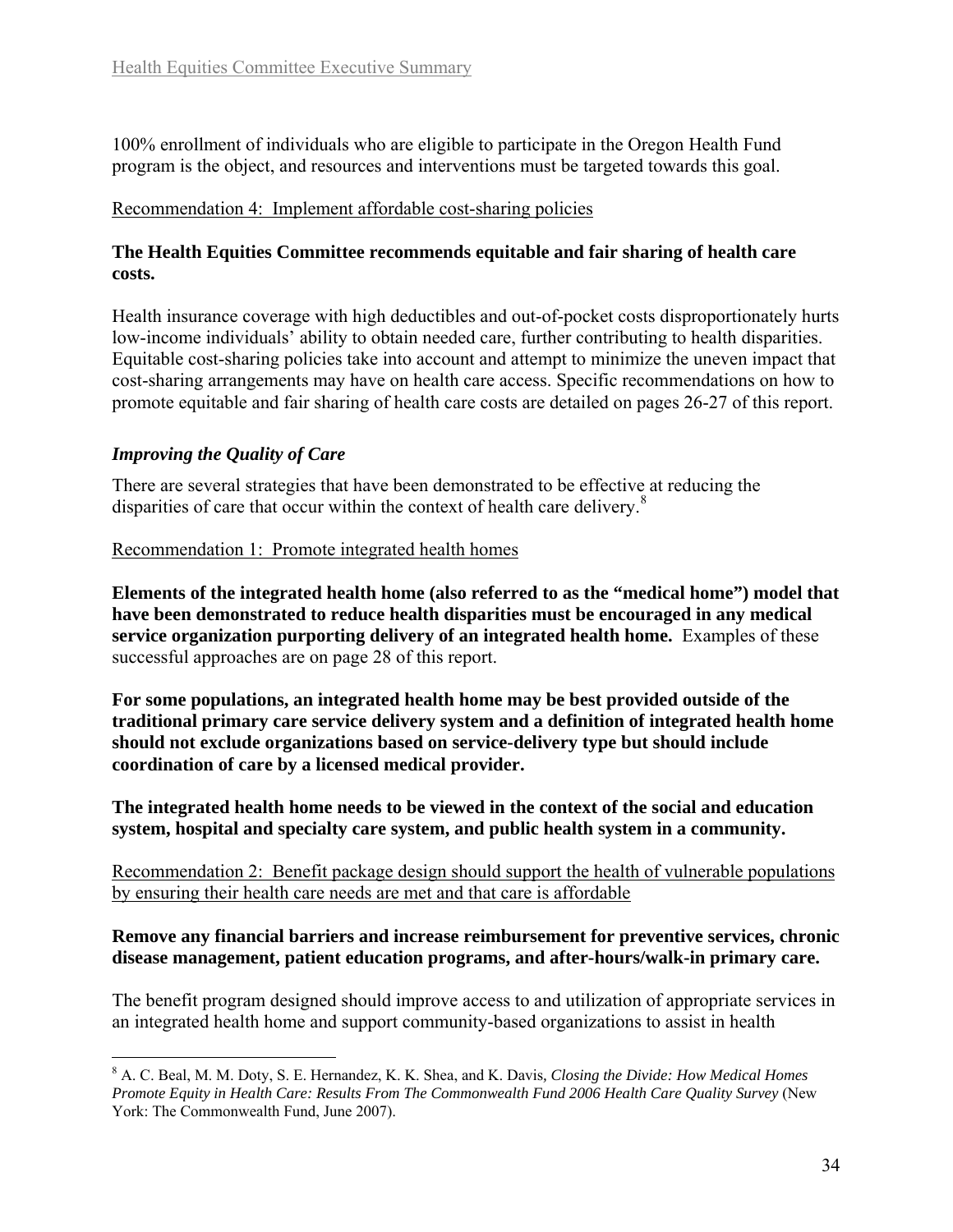100% enrollment of individuals who are eligible to participate in the Oregon Health Fund program is the object, and resources and interventions must be targeted towards this goal.

Recommendation 4: Implement affordable cost-sharing policies

**The Health Equities Committee recommends equitable and fair sharing of health care costs.**

Health insurance coverage with high deductibles and out-of-pocket costs disproportionately hurts low-income individuals' ability to obtain needed care, further contributing to health disparities. Equitable cost-sharing policies take into account and attempt to minimize the uneven impact that cost-sharing arrangements may have on health care access. Specific recommendations on how to promote equitable and fair sharing of health care costs are detailed on pages 26-27 of this report.

### *Improving the Quality of Care*

There are several strategies that have been demonstrated to be effective at reducing the disparities of care that occur within the context of health care delivery.[8]

Recommendation 1: Promote integrated health homes

**Elements of the integrated health home (also referred to as the "medical home") model that have been demonstrated to reduce health disparities must be encouraged in any medical service organization purporting delivery of an integrated health home.** Examples of these successful approaches are on page 28 of this report.

**For some populations, an integrated health home may be best provided outside of the traditional primary care service delivery system and a definition of integrated health home should not exclude organizations based on service-delivery type but should include coordination of care by a licensed medical provider.**

**The integrated health home needs to be viewed in the context of the social and education system, hospital and specialty care system, and public health system in a community.**

Recommendation 2: Benefit package design should support the health of vulnerable populations by ensuring their health care needs are met and that care is affordable

**Remove any financial barriers and increase reimbursement for preventive services, chronic disease management, patient education programs, and after-hours/walk-in primary care.**

The benefit program designed should improve access to and utilization of appropriate services in an integrated health home and support community-based organizations to assist in health

[8] A. C. Beal, M. M. Doty, S. E. Hernandez, K. K. Shea, and K. Davis, *Closing the Divide: How Medical Homes Promote Equity in Health Care: Results From The Commonwealth Fund 2006 Health Care Quality Survey* (New York: The Commonwealth Fund, June 2007).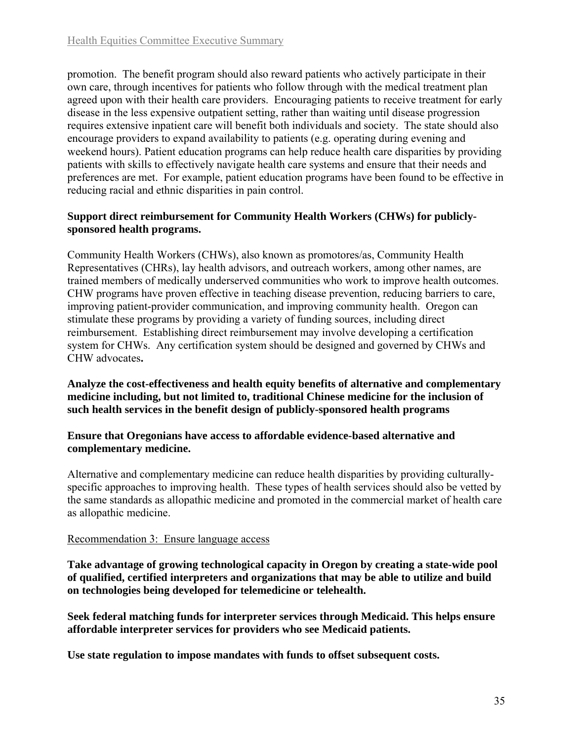promotion. The benefit program should also reward patients who actively participate in their own care, through incentives for patients who follow through with the medical treatment plan agreed upon with their health care providers. Encouraging patients to receive treatment for early disease in the less expensive outpatient setting, rather than waiting until disease progression requires extensive inpatient care will benefit both individuals and society. The state should also encourage providers to expand availability to patients (e.g. operating during evening and weekend hours). Patient education programs can help reduce health care disparities by providing patients with skills to effectively navigate health care systems and ensure that their needs and preferences are met. For example, patient education programs have been found to be effective in reducing racial and ethnic disparities in pain control.

**Support direct reimbursement for Community Health Workers (CHWs) for publicly-sponsored health programs.**

Community Health Workers (CHWs), also known as promotores/as, Community Health Representatives (CHRs), lay health advisors, and outreach workers, among other names, are trained members of medically underserved communities who work to improve health outcomes. CHW programs have proven effective in teaching disease prevention, reducing barriers to care, improving patient-provider communication, and improving community health. Oregon can stimulate these programs by providing a variety of funding sources, including direct reimbursement. Establishing direct reimbursement may involve developing a certification system for CHWs. Any certification system should be designed and governed by CHWs and CHW advocates**.**

**Analyze the cost-effectiveness and health equity benefits of alternative and complementary medicine including, but not limited to, traditional Chinese medicine for the inclusion of such health services in the benefit design of publicly-sponsored health programs**

**Ensure that Oregonians have access to affordable evidence-based alternative and complementary medicine.**

Alternative and complementary medicine can reduce health disparities by providing culturally-specific approaches to improving health. These types of health services should also be vetted by the same standards as allopathic medicine and promoted in the commercial market of health care as allopathic medicine.

Recommendation 3: Ensure language access

**Take advantage of growing technological capacity in Oregon by creating a state-wide pool of qualified, certified interpreters and organizations that may be able to utilize and build on technologies being developed for telemedicine or telehealth.**

**Seek federal matching funds for interpreter services through Medicaid. This helps ensure affordable interpreter services for providers who see Medicaid patients.**

**Use state regulation to impose mandates with funds to offset subsequent costs.**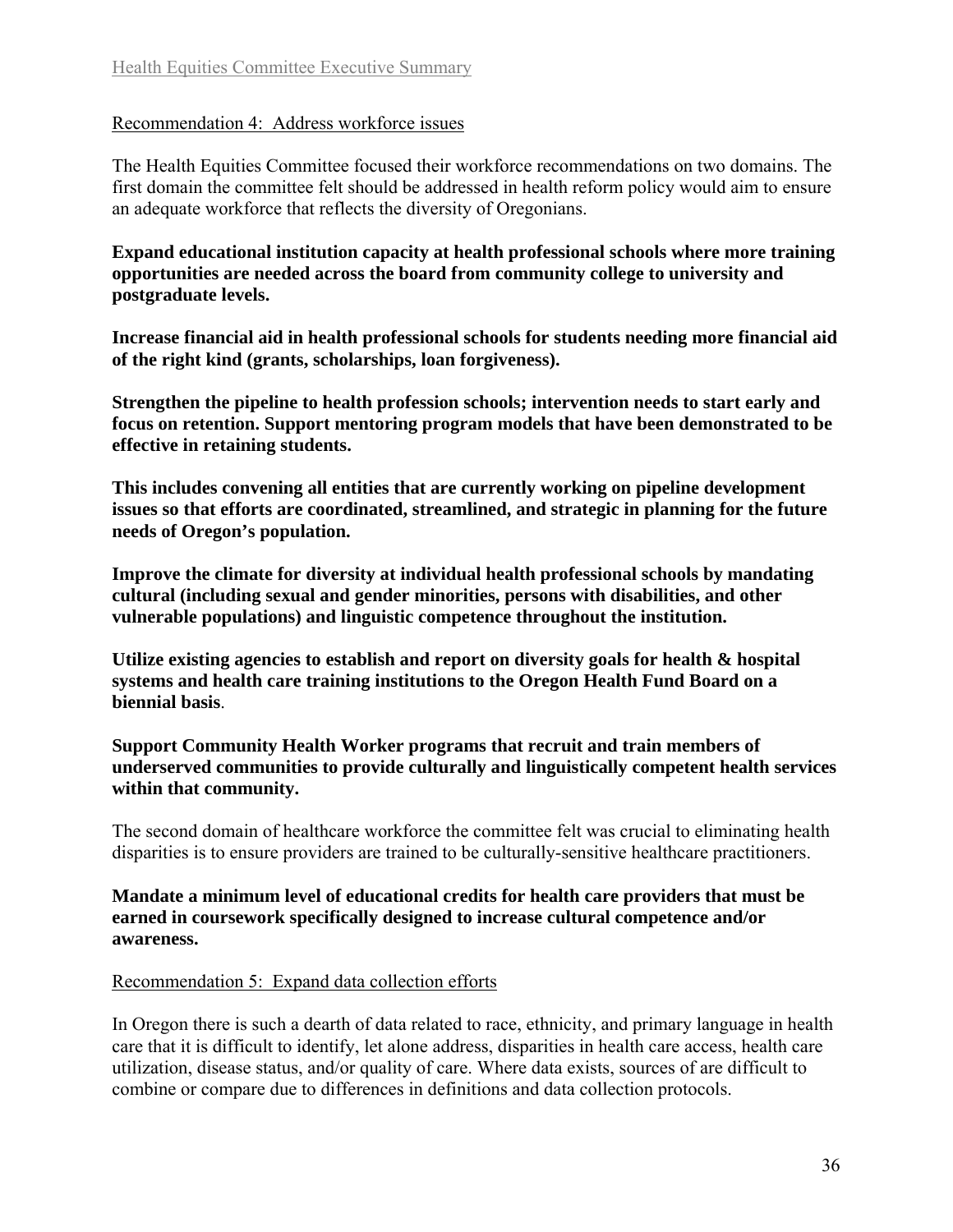Recommendation 4: Address workforce issues

The Health Equities Committee focused their workforce recommendations on two domains. The first domain the committee felt should be addressed in health reform policy would aim to ensure an adequate workforce that reflects the diversity of Oregonians.

**Expand educational institution capacity at health professional schools where more training opportunities are needed across the board from community college to university and postgraduate levels.**

**Increase financial aid in health professional schools for students needing more financial aid of the right kind (grants, scholarships, loan forgiveness).**

**Strengthen the pipeline to health profession schools; intervention needs to start early and focus on retention. Support mentoring program models that have been demonstrated to be effective in retaining students.**

**This includes convening all entities that are currently working on pipeline development issues so that efforts are coordinated, streamlined, and strategic in planning for the future needs of Oregon's population.**

**Improve the climate for diversity at individual health professional schools by mandating cultural (including sexual and gender minorities, persons with disabilities, and other vulnerable populations) and linguistic competence throughout the institution.**

**Utilize existing agencies to establish and report on diversity goals for health & hospital systems and health care training institutions to the Oregon Health Fund Board on a biennial basis**.

**Support Community Health Worker programs that recruit and train members of underserved communities to provide culturally and linguistically competent health services within that community.**

The second domain of healthcare workforce the committee felt was crucial to eliminating health disparities is to ensure providers are trained to be culturally-sensitive healthcare practitioners.

**Mandate a minimum level of educational credits for health care providers that must be earned in coursework specifically designed to increase cultural competence and/or awareness.**

Recommendation 5: Expand data collection efforts

In Oregon there is such a dearth of data related to race, ethnicity, and primary language in health care that it is difficult to identify, let alone address, disparities in health care access, health care utilization, disease status, and/or quality of care. Where data exists, sources of are difficult to combine or compare due to differences in definitions and data collection protocols.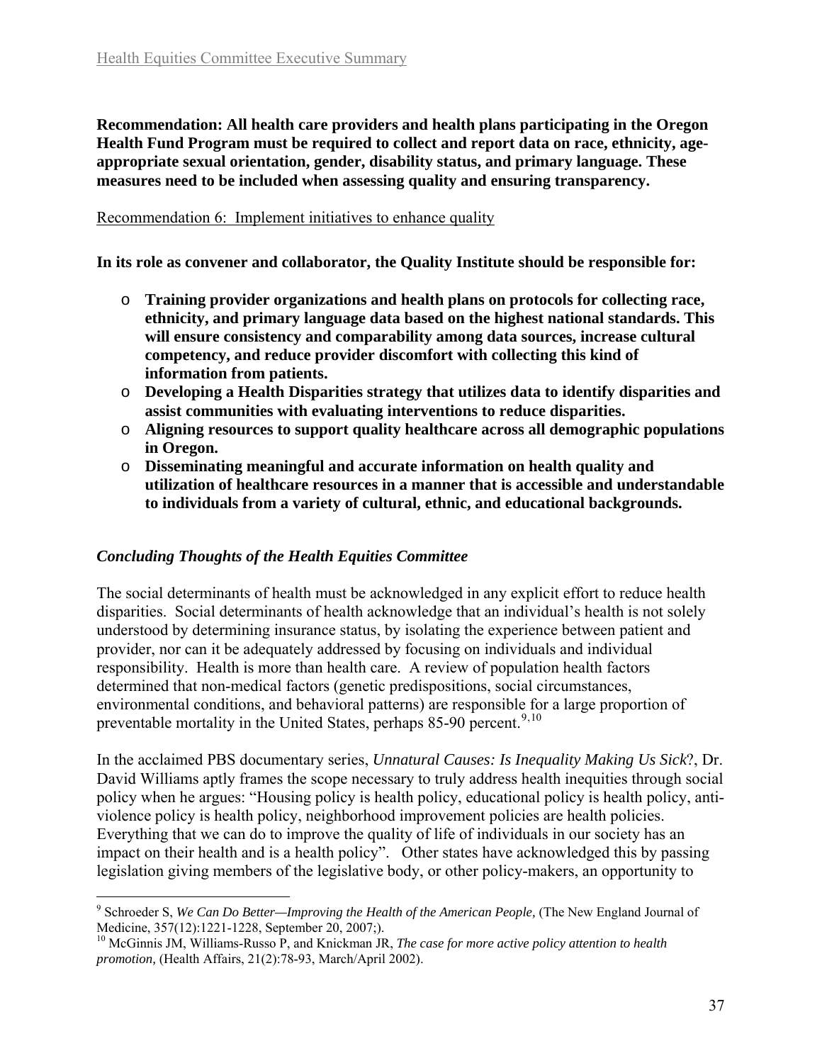**Recommendation: All health care providers and health plans participating in the Oregon Health Fund Program must be required to collect and report data on race, ethnicity, age-appropriate sexual orientation, gender, disability status, and primary language. These measures need to be included when assessing quality and ensuring transparency.**

Recommendation 6: Implement initiatives to enhance quality

**In its role as convener and collaborator, the Quality Institute should be responsible for:**

- **Training provider organizations and health plans on protocols for collecting race, ethnicity, and primary language data based on the highest national standards. This will ensure consistency and comparability among data sources, increase cultural competency, and reduce provider discomfort with collecting this kind of information from patients.**
- **Developing a Health Disparities strategy that utilizes data to identify disparities and assist communities with evaluating interventions to reduce disparities.**
- **Aligning resources to support quality healthcare across all demographic populations in Oregon.**
- **Disseminating meaningful and accurate information on health quality and utilization of healthcare resources in a manner that is accessible and understandable to individuals from a variety of cultural, ethnic, and educational backgrounds.**

### *Concluding Thoughts of the Health Equities Committee*

The social determinants of health must be acknowledged in any explicit effort to reduce health disparities. Social determinants of health acknowledge that an individual's health is not solely understood by determining insurance status, by isolating the experience between patient and provider, nor can it be adequately addressed by focusing on individuals and individual responsibility. Health is more than health care. A review of population health factors determined that non-medical factors (genetic predispositions, social circumstances, environmental conditions, and behavioral patterns) are responsible for a large proportion of preventable mortality in the United States, perhaps 85-90 percent.[9,10]

In the acclaimed PBS documentary series, *Unnatural Causes: Is Inequality Making Us Sick*?, Dr. David Williams aptly frames the scope necessary to truly address health inequities through social policy when he argues: "Housing policy is health policy, educational policy is health policy, anti-violence policy is health policy, neighborhood improvement policies are health policies. Everything that we can do to improve the quality of life of individuals in our society has an impact on their health and is a health policy". Other states have acknowledged this by passing legislation giving members of the legislative body, or other policy-makers, an opportunity to

---

[9] Schroeder S, *We Can Do Better—Improving the Health of the American People,* (The New England Journal of Medicine, 357(12):1221-1228, September 20, 2007;).

[10] McGinnis JM, Williams-Russo P, and Knickman JR, *The case for more active policy attention to health promotion*, (Health Affairs, 21(2):78-93, March/April 2002).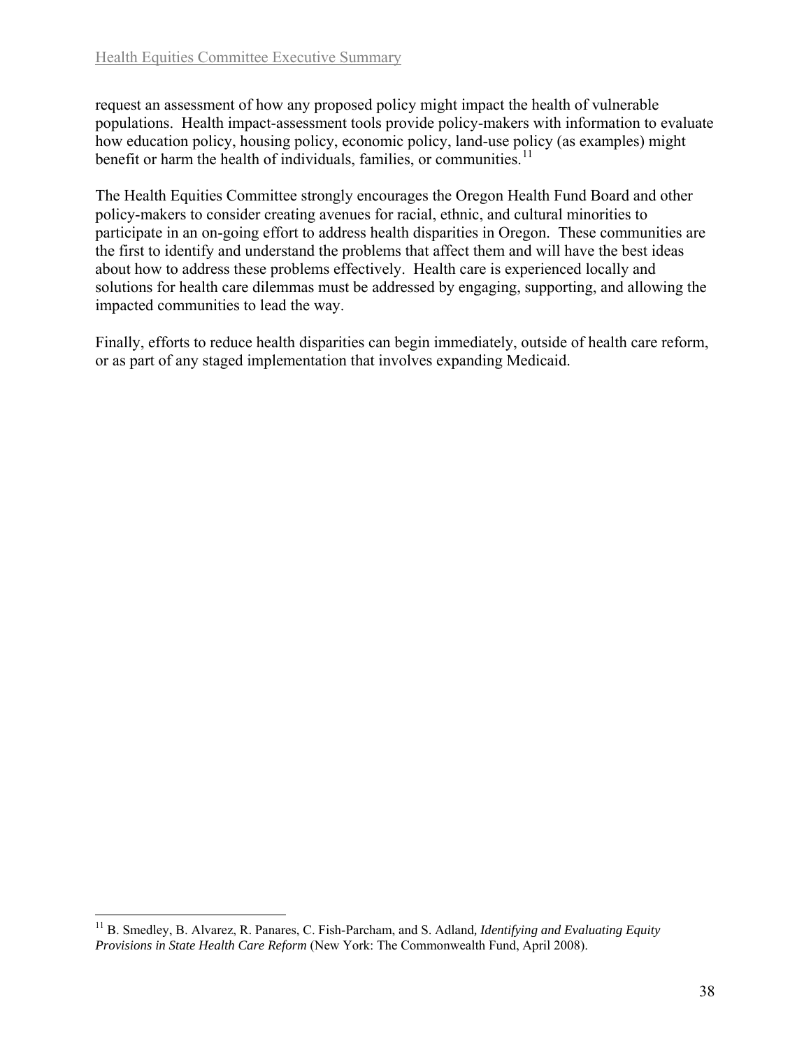request an assessment of how any proposed policy might impact the health of vulnerable populations. Health impact-assessment tools provide policy-makers with information to evaluate how education policy, housing policy, economic policy, land-use policy (as examples) might benefit or harm the health of individuals, families, or communities.[11]

The Health Equities Committee strongly encourages the Oregon Health Fund Board and other policy-makers to consider creating avenues for racial, ethnic, and cultural minorities to participate in an on-going effort to address health disparities in Oregon. These communities are the first to identify and understand the problems that affect them and will have the best ideas about how to address these problems effectively. Health care is experienced locally and solutions for health care dilemmas must be addressed by engaging, supporting, and allowing the impacted communities to lead the way.

Finally, efforts to reduce health disparities can begin immediately, outside of health care reform, or as part of any staged implementation that involves expanding Medicaid.

---

[11] B. Smedley, B. Alvarez, R. Panares, C. Fish-Parcham, and S. Adland, *Identifying and Evaluating Equity Provisions in State Health Care Reform* (New York: The Commonwealth Fund, April 2008).